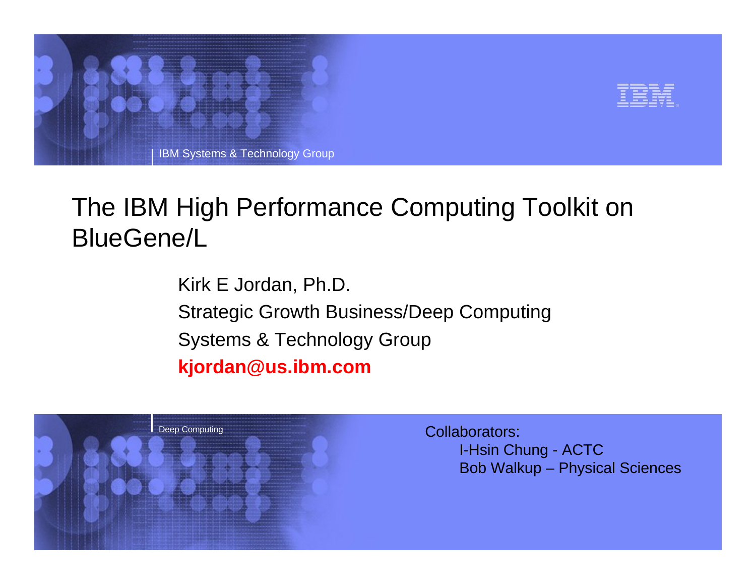IBM Systems & Technology Group

# The IBM High Performance Computing Toolkit on BlueGene/L

Kirk E Jordan, Ph.D.

Strategic Growth Business/Deep Computing

Systems & Technology Group

**kjordan@us.ibm.com**

Deep Computing

Collaborators:

- I-Hsin Chung - ACTC
- Bob Walkup – Physical Sciences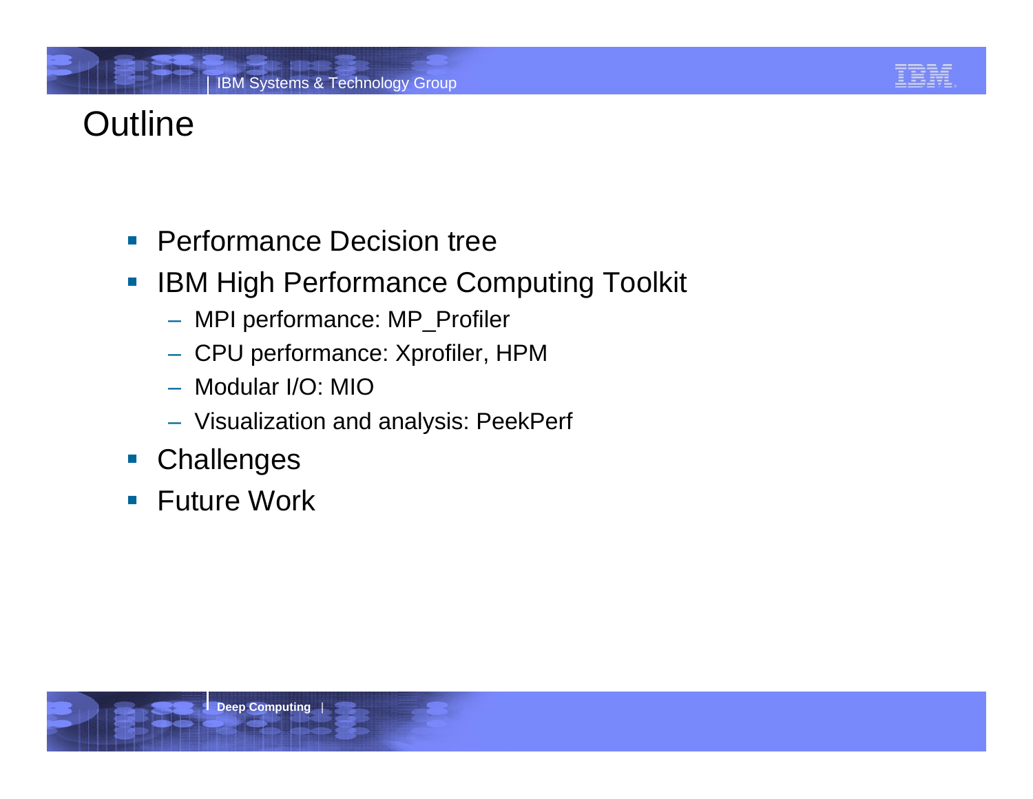# Outline

- Performance Decision tree
- IBM High Performance Computing Toolkit
  - MPI performance: MP_Profiler
  - CPU performance: Xprofiler, HPM
  - Modular I/O: MIO
  - Visualization and analysis: PeekPerf
- Challenges
- Future Work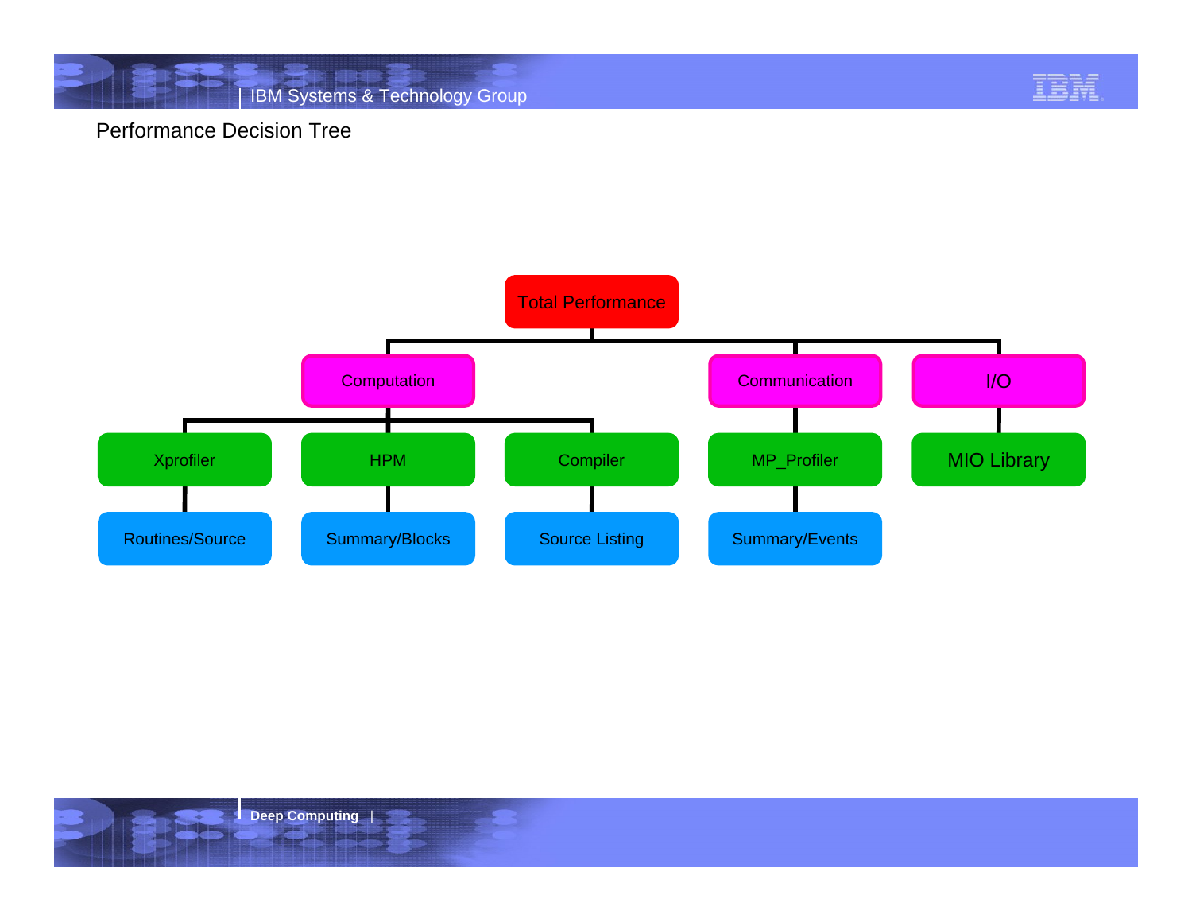# Performance Decision Tree

- Total Performance
  - Computation
    - Xprofiler
      - Routines/Source
    - HPM
      - Summary/Blocks
    - Compiler
      - Source Listing
  - Communication
    - MP_Profiler
      - Summary/Events
  - I/O
    - MIO Library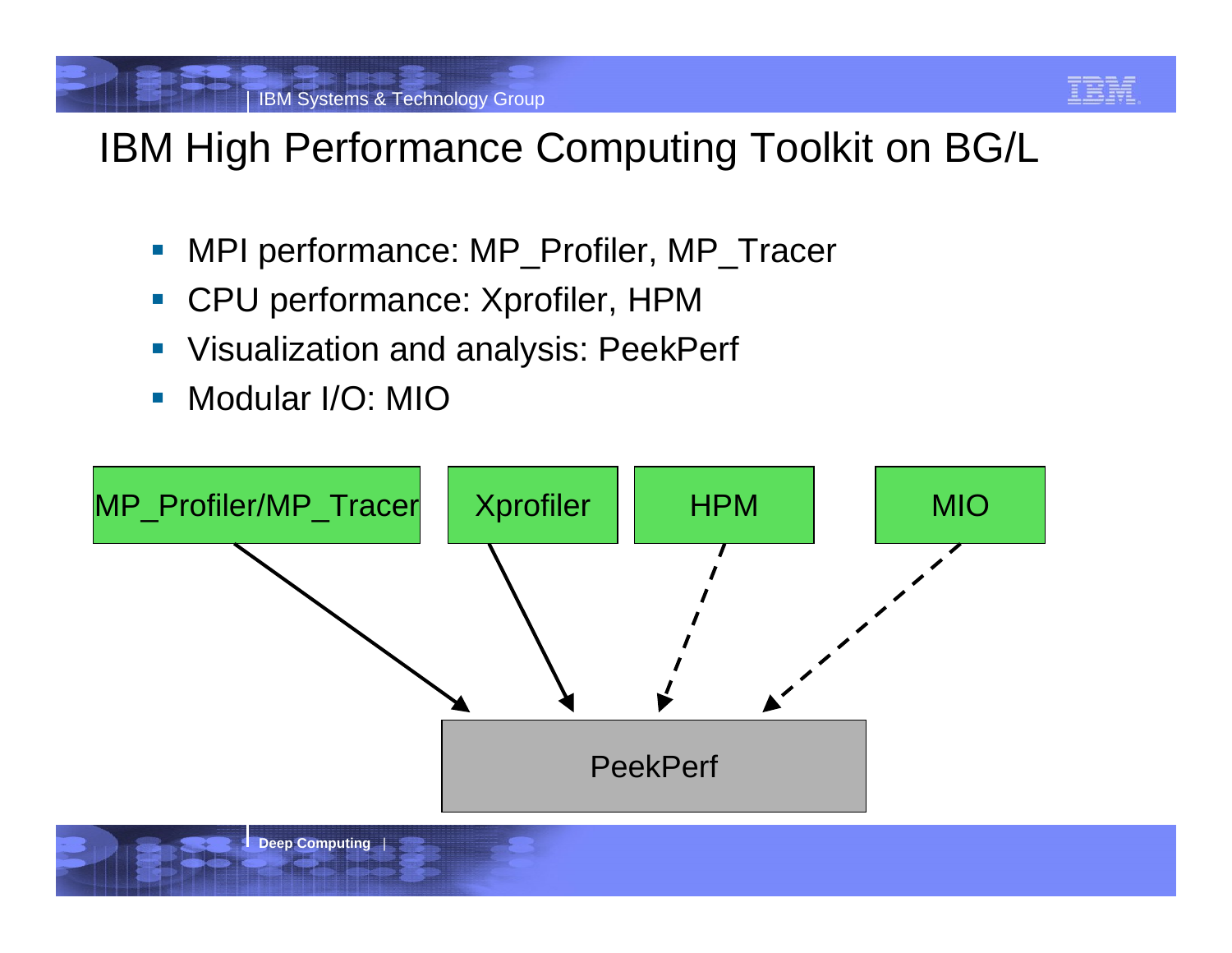# IBM High Performance Computing Toolkit on BG/L

- MPI performance: MP_Profiler, MP_Tracer
- CPU performance: Xprofiler, HPM
- Visualization and analysis: PeekPerf
- Modular I/O: MIO

MP_Profiler/MP_Tracer

Xprofiler

HPM

MIO

PeekPerf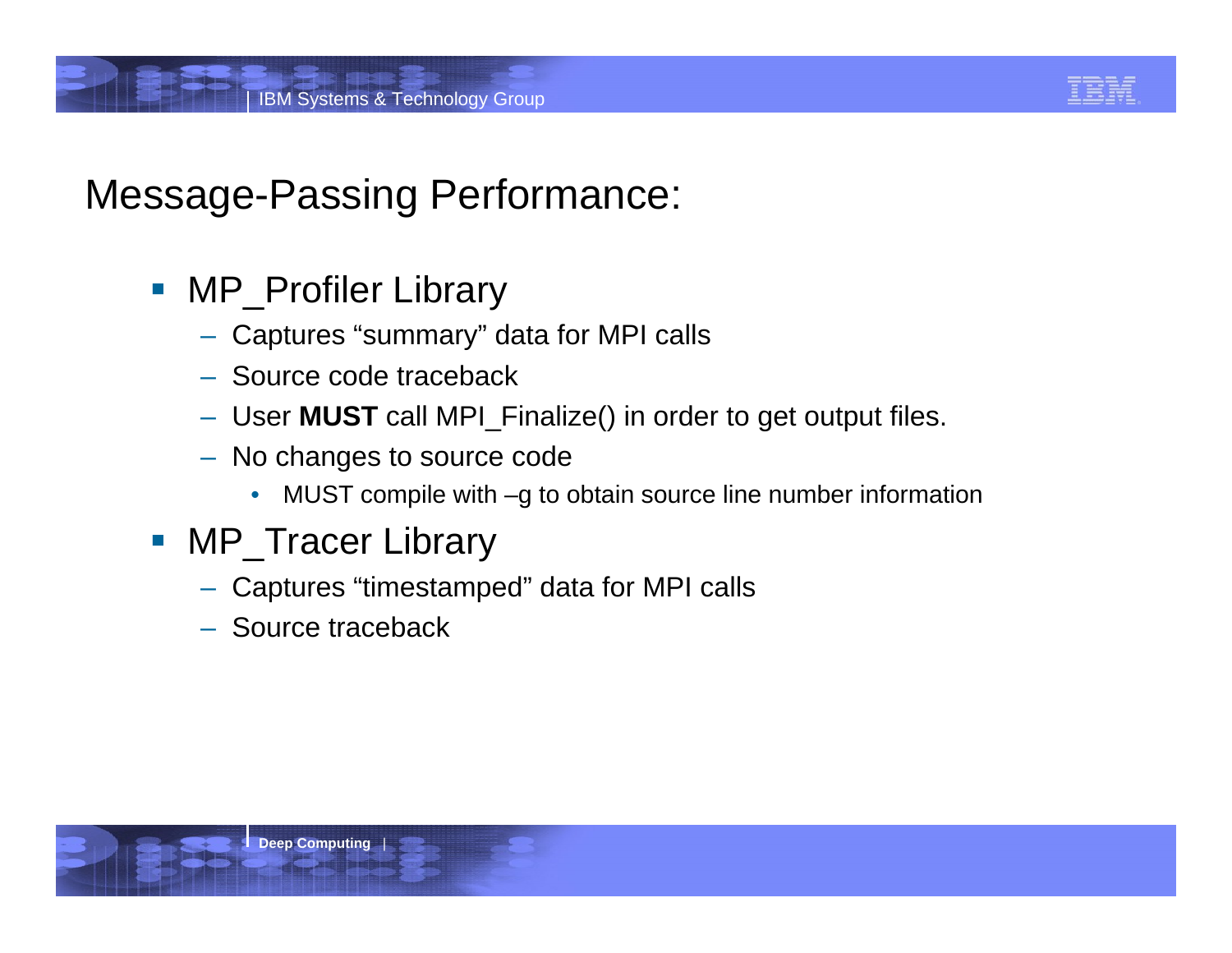# Message-Passing Performance:

- MP_Profiler Library
  - Captures “summary” data for MPI calls
  - Source code traceback
  - User **MUST** call MPI_Finalize() in order to get output files.
  - No changes to source code
    - MUST compile with –g to obtain source line number information
- MP_Tracer Library
  - Captures “timestamped” data for MPI calls
  - Source traceback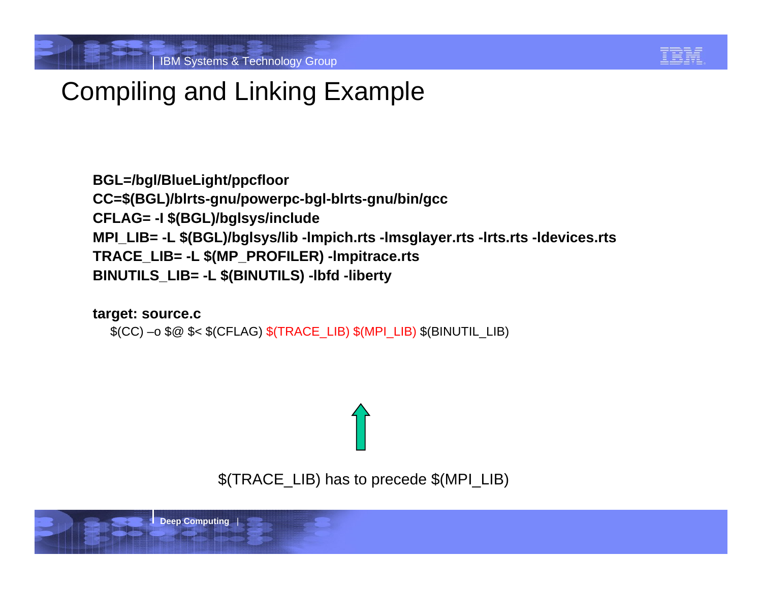# Compiling and Linking Example

```
BGL=/bgl/BlueLight/ppcfloor
CC=$(BGL)/blrts-gnu/powerpc-bgl-blrts-gnu/bin/gcc
CFLAG= -I $(BGL)/bglsys/include
MPI_LIB= -L $(BGL)/bglsys/lib -lmpich.rts -lmsglayer.rts -lrts.rts -ldevices.rts
TRACE_LIB= -L $(MP_PROFILER) -lmpitrace.rts
BINUTILS_LIB= -L $(BINUTILS) -lbfd -liberty

target: source.c
   $(CC) –o $@ $< $(CFLAG) $(TRACE_LIB) $(MPI_LIB) $(BINUTIL_LIB)
```

$(TRACE_LIB) has to precede $(MPI_LIB)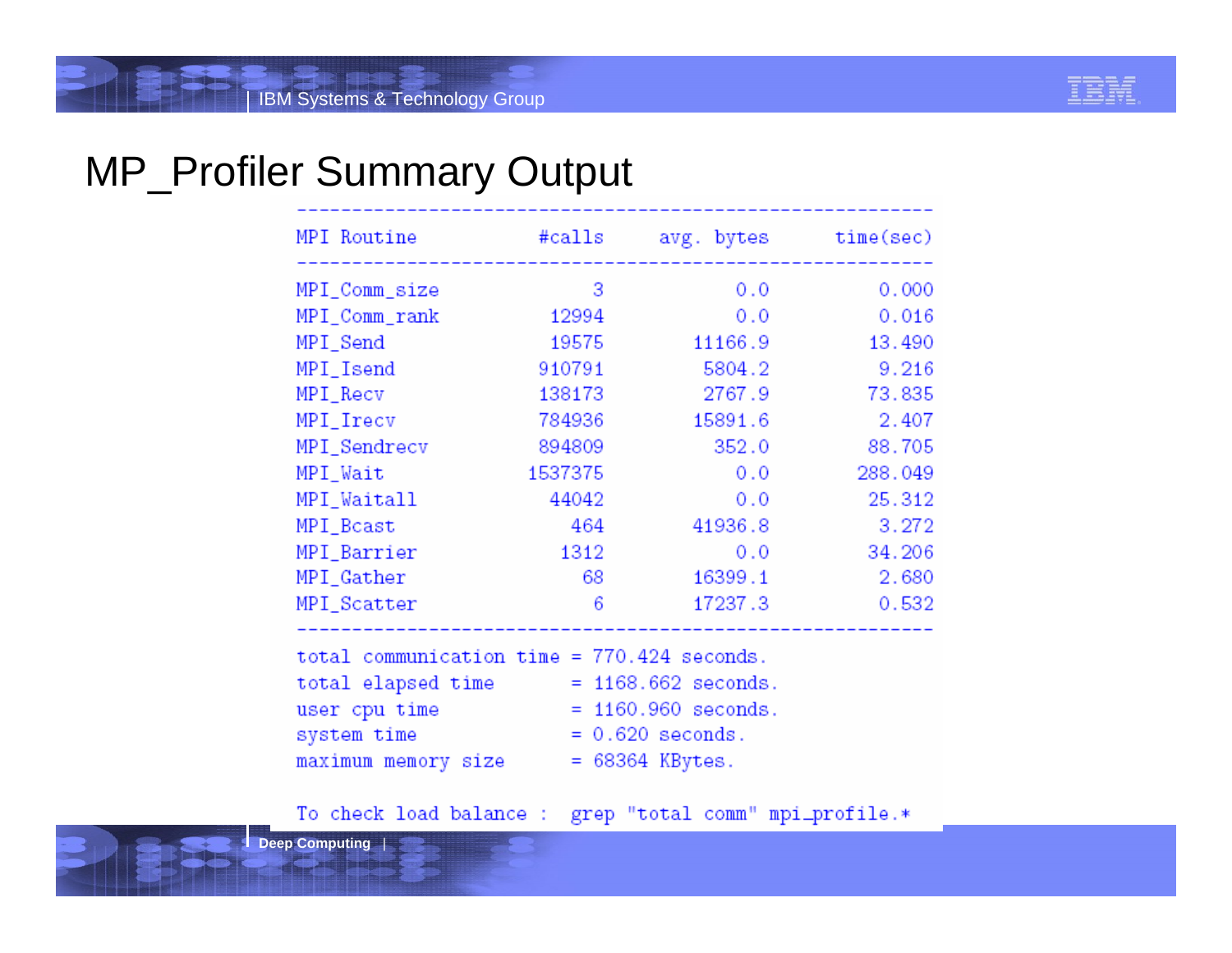# MP_Profiler Summary Output

| MPI Routine | #calls | avg. bytes | time(sec) |
|---|---|---|---|
| MPI_Comm_size | 3 | 0.0 | 0.000 |
| MPI_Comm_rank | 12994 | 0.0 | 0.016 |
| MPI_Send | 19575 | 11166.9 | 13.490 |
| MPI_Isend | 910791 | 5804.2 | 9.216 |
| MPI_Recv | 138173 | 2767.9 | 73.835 |
| MPI_Irecv | 784936 | 15891.6 | 2.407 |
| MPI_Sendrecv | 894809 | 352.0 | 88.705 |
| MPI_Wait | 1537375 | 0.0 | 288.049 |
| MPI_Waitall | 44042 | 0.0 | 25.312 |
| MPI_Bcast | 464 | 41936.8 | 3.272 |
| MPI_Barrier | 1312 | 0.0 | 34.206 |
| MPI_Gather | 68 | 16399.1 | 2.680 |
| MPI_Scatter | 6 | 17237.3 | 0.532 |

```
total communication time = 770.424 seconds.
total elapsed time       = 1168.662 seconds.
user cpu time            = 1160.960 seconds.
system time              = 0.620 seconds.
maximum memory size      = 68364 KBytes.

To check load balance :  grep "total comm" mpi_profile.*
```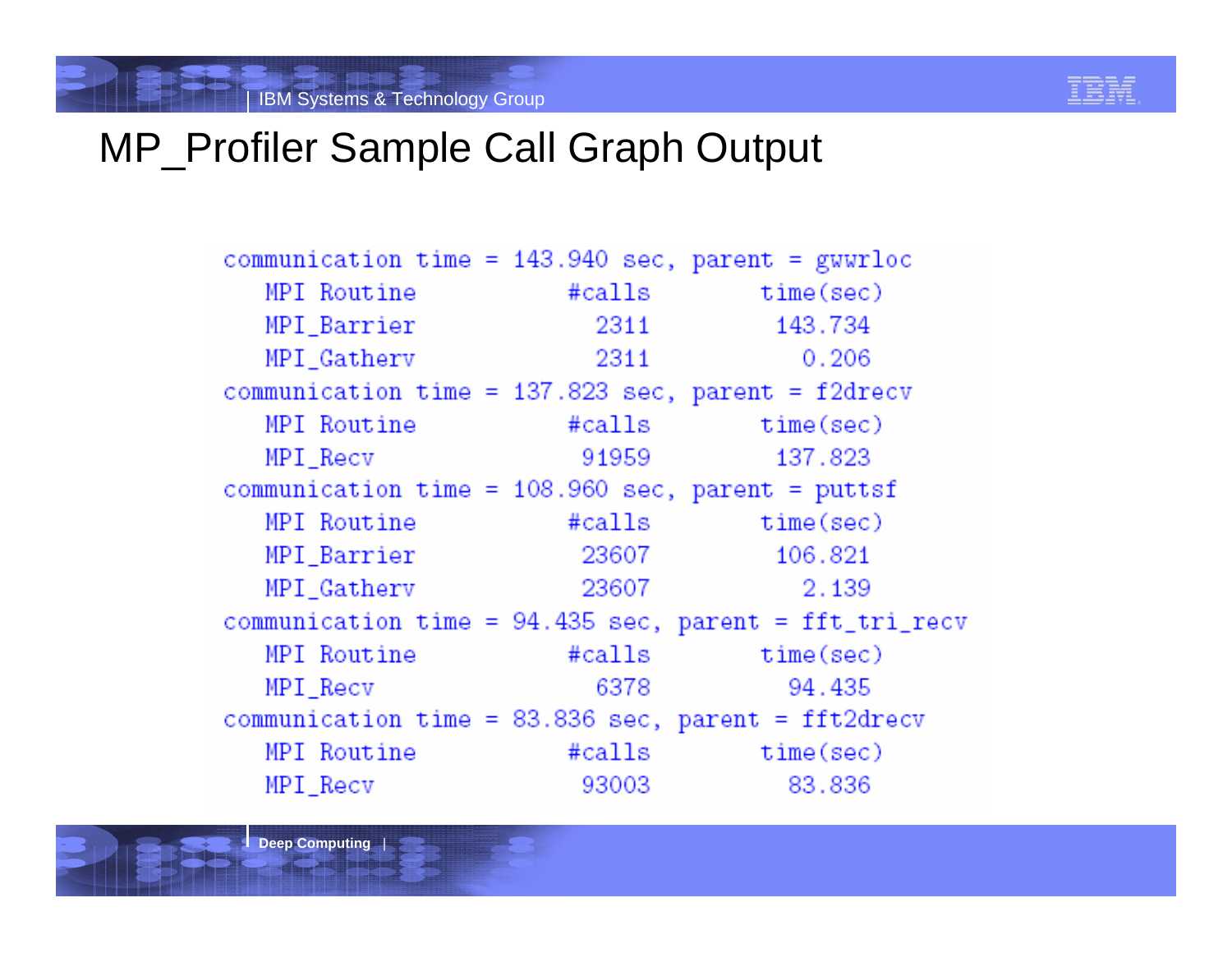# MP_Profiler Sample Call Graph Output

```
communication time = 143.940 sec, parent = gwwrloc
   MPI Routine          #calls        time(sec)
   MPI_Barrier            2311          143.734
   MPI_Gatherv            2311            0.206
communication time = 137.823 sec, parent = f2drecv
   MPI Routine          #calls        time(sec)
   MPI_Recv              91959          137.823
communication time = 108.960 sec, parent = puttsf
   MPI Routine          #calls        time(sec)
   MPI_Barrier           23607          106.821
   MPI_Gatherv           23607            2.139
communication time = 94.435 sec, parent = fft_tri_recv
   MPI Routine          #calls        time(sec)
   MPI_Recv               6378           94.435
communication time = 83.836 sec, parent = fft2drecv
   MPI Routine          #calls        time(sec)
   MPI_Recv              93003           83.836
```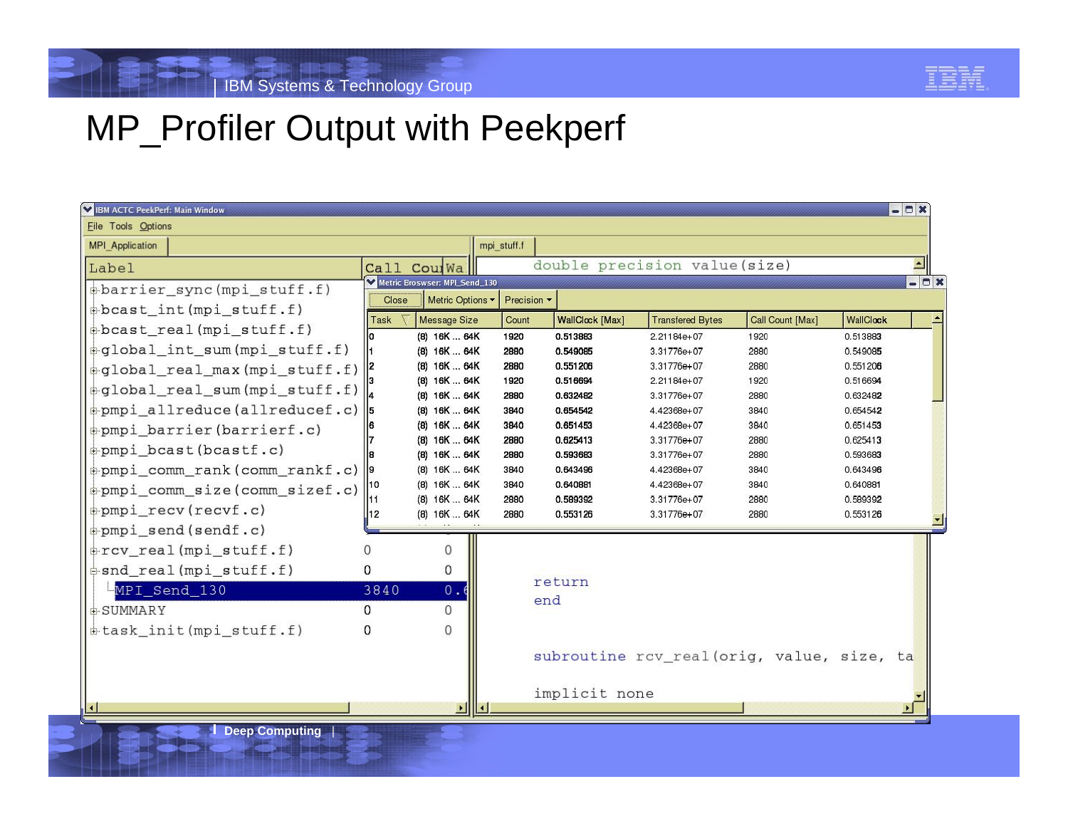# MP_Profiler Output with Peekperf

IBM ACTC PeekPerf: Main Window

File Tools Options

MPI_Application

| Label | Call Cou | Wa |
|---|---|---|
| barrier_sync(mpi_stuff.f) | | |
| bcast_int(mpi_stuff.f) | | |
| bcast_real(mpi_stuff.f) | | |
| global_int_sum(mpi_stuff.f) | | |
| global_real_max(mpi_stuff.f) | | |
| global_real_sum(mpi_stuff.f) | | |
| pmpi_allreduce(allreducef.c) | | |
| pmpi_barrier(barrierf.c) | | |
| pmpi_bcast(bcastf.c) | | |
| pmpi_comm_rank(comm_rankf.c) | | |
| pmpi_comm_size(comm_sizef.c) | | |
| pmpi_recv(recvf.c) | | |
| pmpi_send(sendf.c) | | |
| rcv_real(mpi_stuff.f) | 0 | 0 |
| snd_real(mpi_stuff.f) | 0 | 0 |
| MPI_Send_130 | 3840 | 0.6 |
| SUMMARY | 0 | 0 |
| task_init(mpi_stuff.f) | 0 | 0 |

mpi_stuff.f

```
double precision value(size)

return
end

subroutine rcv_real(orig, value, size, ta

implicit none
```

Metric Browser: MPI_Send_130

Close | Metric Options | Precision

| Task | Message Size | Count | WallClock [Max] | Transfered Bytes | Call Count [Max] | WallClock |
|---|---|---|---|---|---|---|
| 0 | (8) 16K ... 64K | 1920 | 0.513883 | 2.21184e+07 | 1920 | 0.513883 |
| 1 | (8) 16K ... 64K | 2880 | 0.549085 | 3.31776e+07 | 2880 | 0.549085 |
| 2 | (8) 16K ... 64K | 2880 | 0.551206 | 3.31776e+07 | 2880 | 0.551206 |
| 3 | (8) 16K ... 64K | 1920 | 0.516694 | 2.21184e+07 | 1920 | 0.516694 |
| 4 | (8) 16K ... 64K | 2880 | 0.632482 | 3.31776e+07 | 2880 | 0.632482 |
| 5 | (8) 16K ... 64K | 3840 | 0.654542 | 4.42368e+07 | 3840 | 0.654542 |
| 6 | (8) 16K ... 64K | 3840 | 0.651453 | 4.42368e+07 | 3840 | 0.651453 |
| 7 | (8) 16K ... 64K | 2880 | 0.625413 | 3.31776e+07 | 2880 | 0.625413 |
| 8 | (8) 16K ... 64K | 2880 | 0.593683 | 3.31776e+07 | 2880 | 0.593683 |
| 9 | (8) 16K ... 64K | 3840 | 0.643496 | 4.42368e+07 | 3840 | 0.643496 |
| 10 | (8) 16K ... 64K | 3840 | 0.640881 | 4.42368e+07 | 3840 | 0.640881 |
| 11 | (8) 16K ... 64K | 2880 | 0.589392 | 3.31776e+07 | 2880 | 0.589392 |
| 12 | (8) 16K ... 64K | 2880 | 0.553126 | 3.31776e+07 | 2880 | 0.553126 |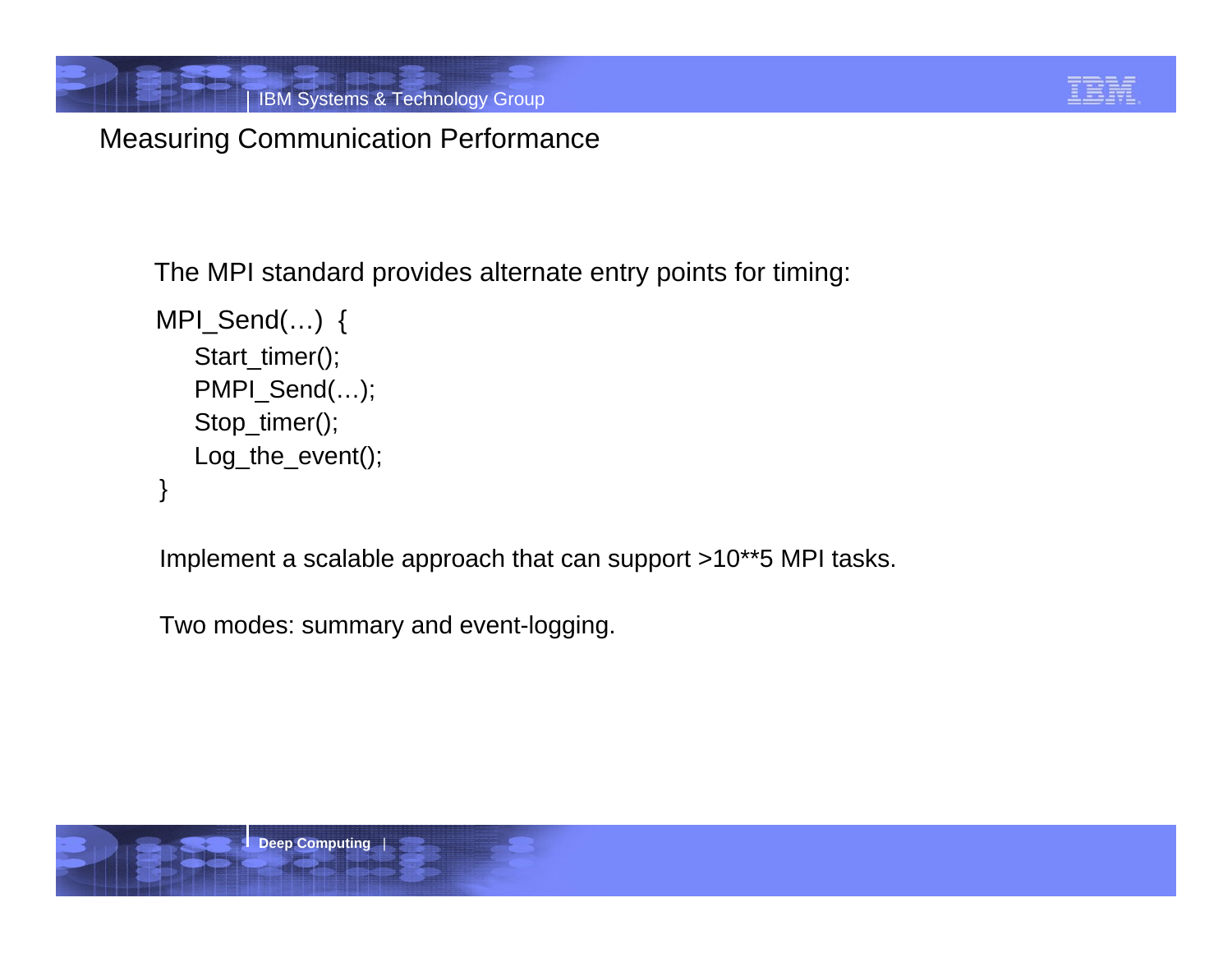# Measuring Communication Performance

The MPI standard provides alternate entry points for timing:

```
MPI_Send(…)  {
    Start_timer();
    PMPI_Send(…);
    Stop_timer();
    Log_the_event();
}
```

Implement a scalable approach that can support >10**5 MPI tasks.

Two modes: summary and event-logging.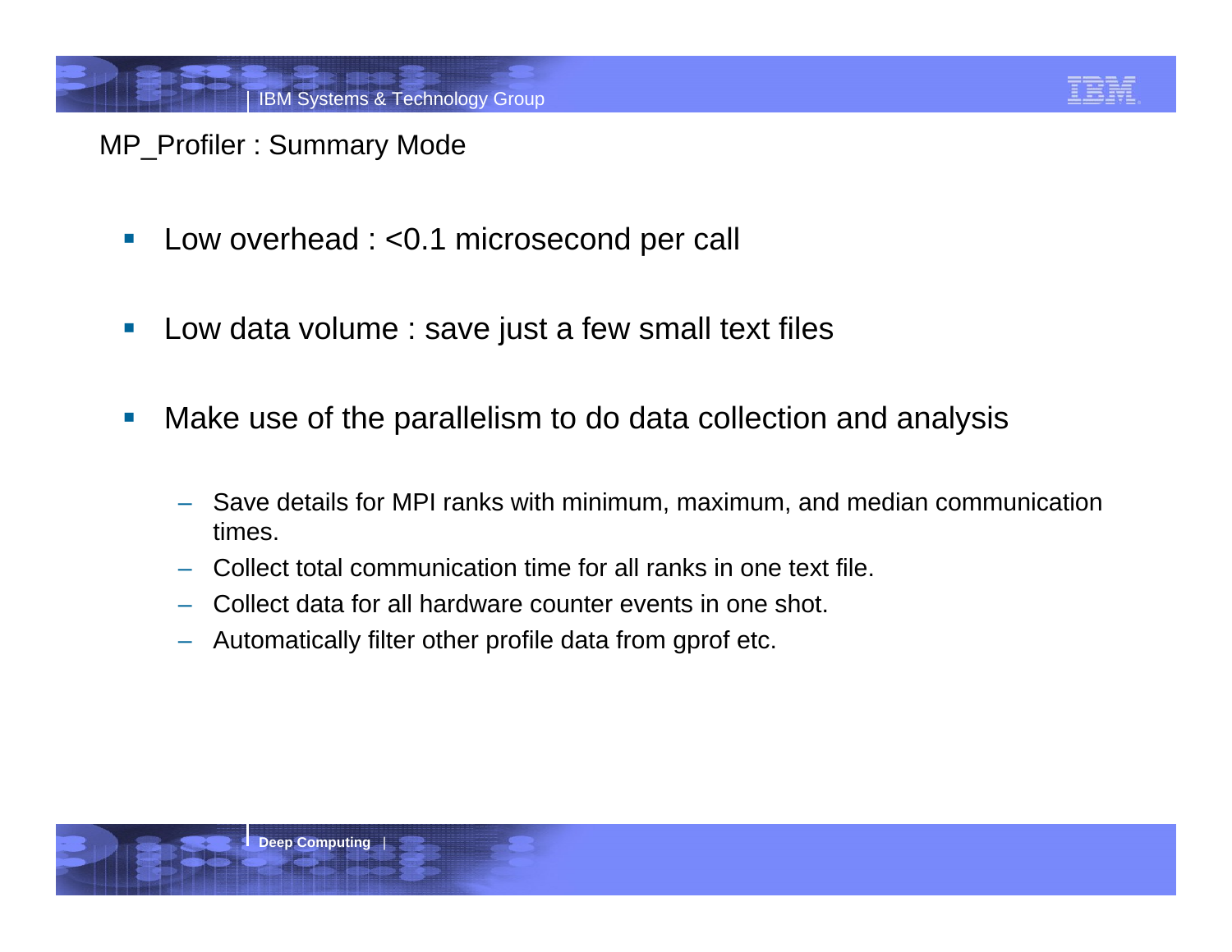# MP_Profiler : Summary Mode

- Low overhead : <0.1 microsecond per call
- Low data volume : save just a few small text files
- Make use of the parallelism to do data collection and analysis
  - Save details for MPI ranks with minimum, maximum, and median communication times.
  - Collect total communication time for all ranks in one text file.
  - Collect data for all hardware counter events in one shot.
  - Automatically filter other profile data from gprof etc.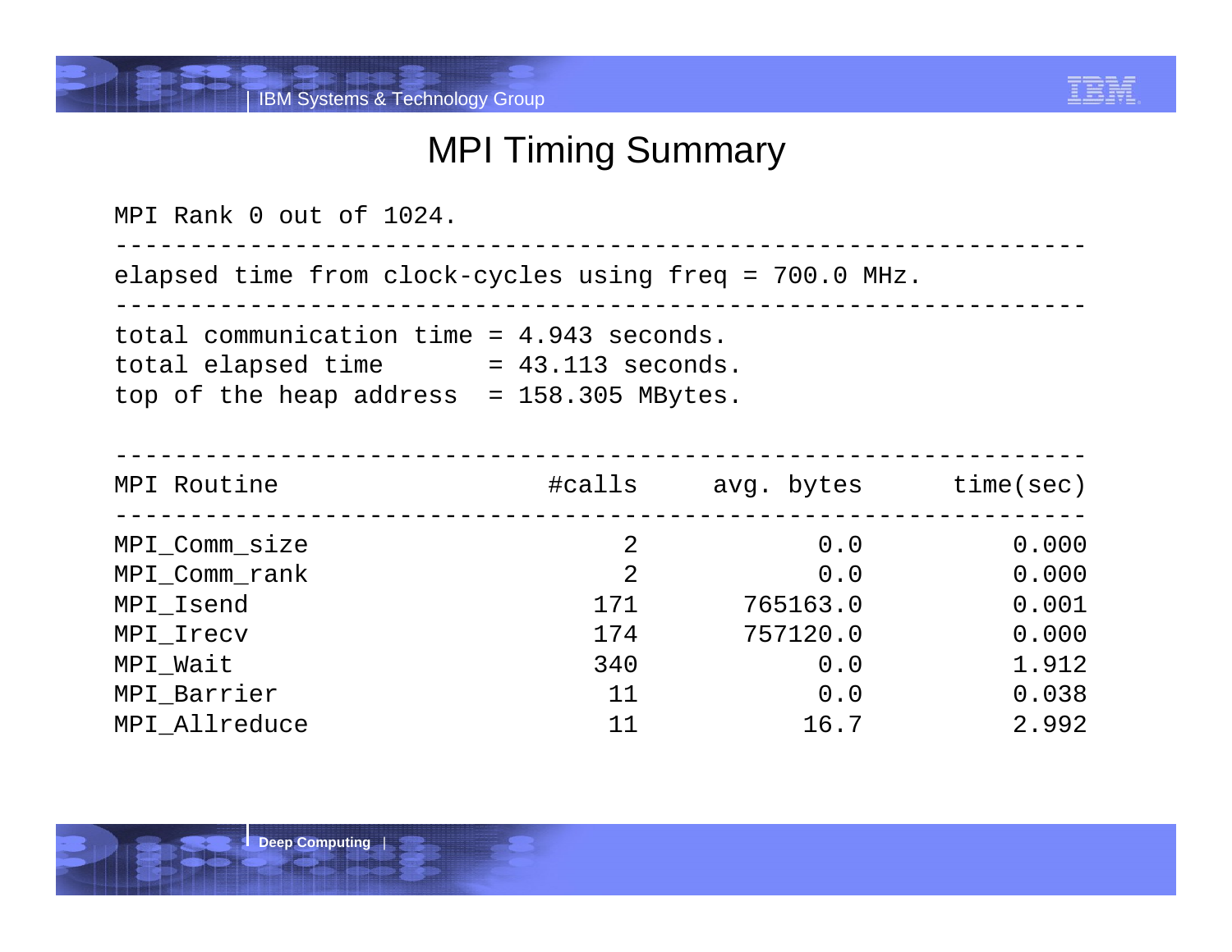# MPI Timing Summary

```
MPI Rank 0 out of 1024.
-----------------------------------------------------------------
elapsed time from clock-cycles using freq = 700.0 MHz.
-----------------------------------------------------------------
total communication time = 4.943 seconds.
total elapsed time       = 43.113 seconds.
top of the heap address  = 158.305 MBytes.

-----------------------------------------------------------------
MPI Routine                  #calls     avg. bytes      time(sec)
-----------------------------------------------------------------
MPI_Comm_size                     2            0.0          0.000
MPI_Comm_rank                     2            0.0          0.000
MPI_Isend                       171       765163.0          0.001
MPI_Irecv                       174       757120.0          0.000
MPI_Wait                        340            0.0          1.912
MPI_Barrier                      11            0.0          0.038
MPI_Allreduce                    11           16.7          2.992
```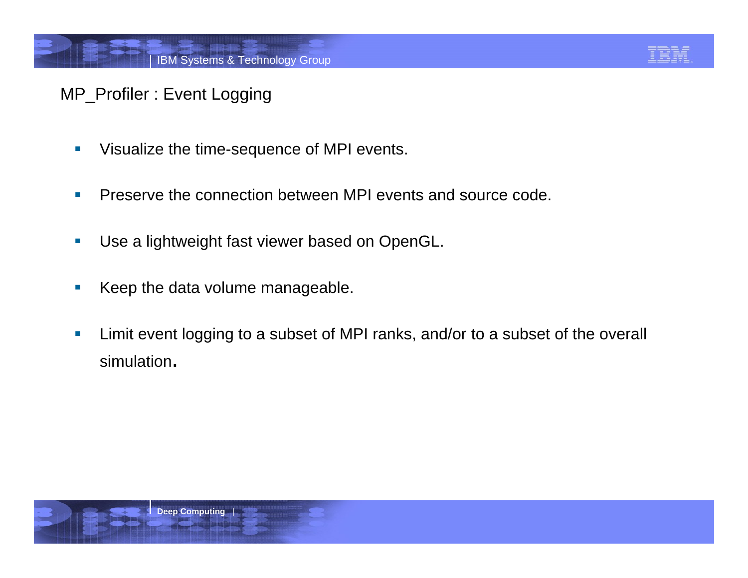# MP_Profiler : Event Logging

- Visualize the time-sequence of MPI events.
- Preserve the connection between MPI events and source code.
- Use a lightweight fast viewer based on OpenGL.
- Keep the data volume manageable.
- Limit event logging to a subset of MPI ranks, and/or to a subset of the overall simulation.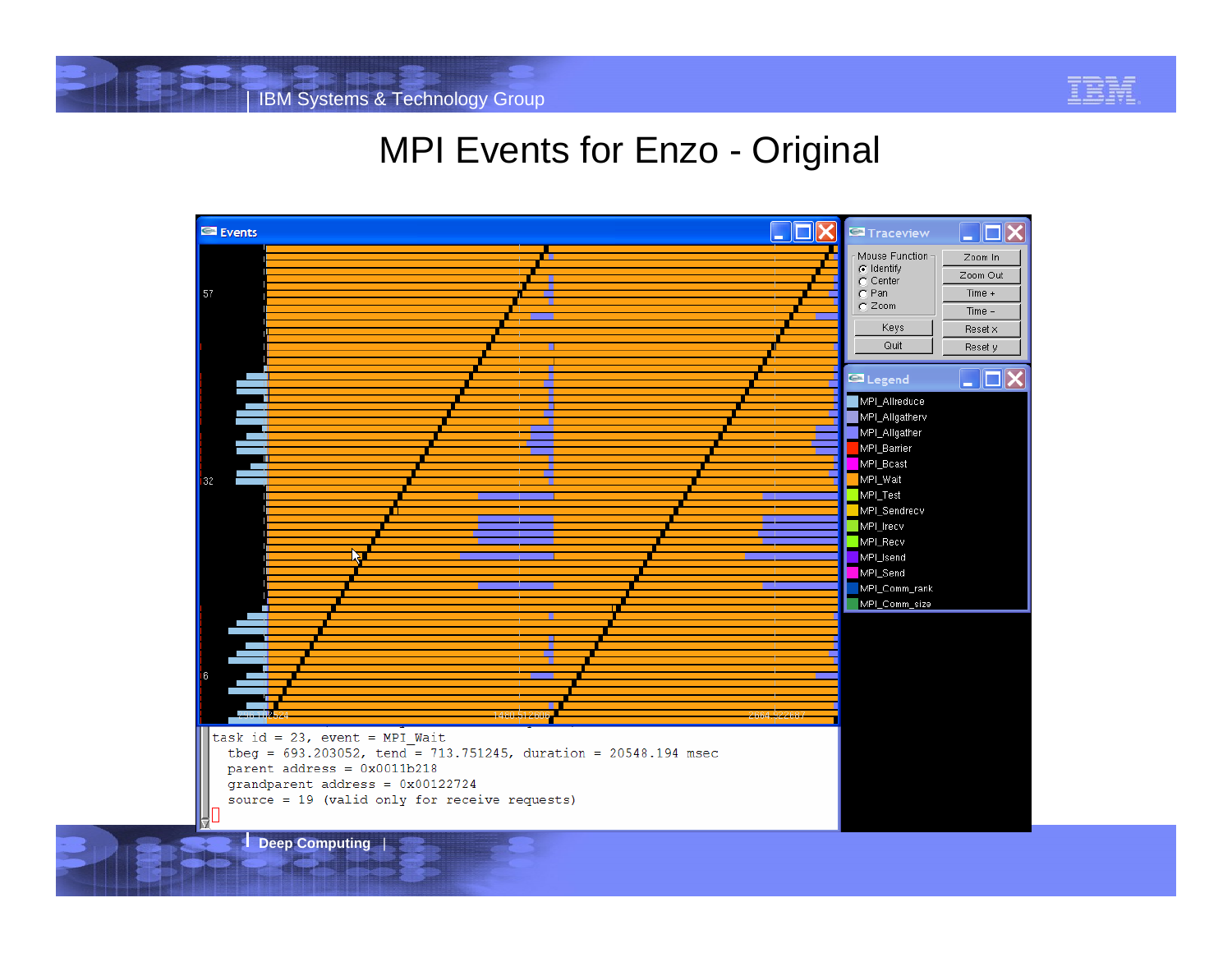# MPI Events for Enzo - Original

```
task id = 23, event = MPI_Wait
  tbeg = 693.203052, tend = 713.751245, duration = 20548.194 msec
  parent address = 0x0011b218
  grandparent address = 0x00122724
  source = 19 (valid only for receive requests)
```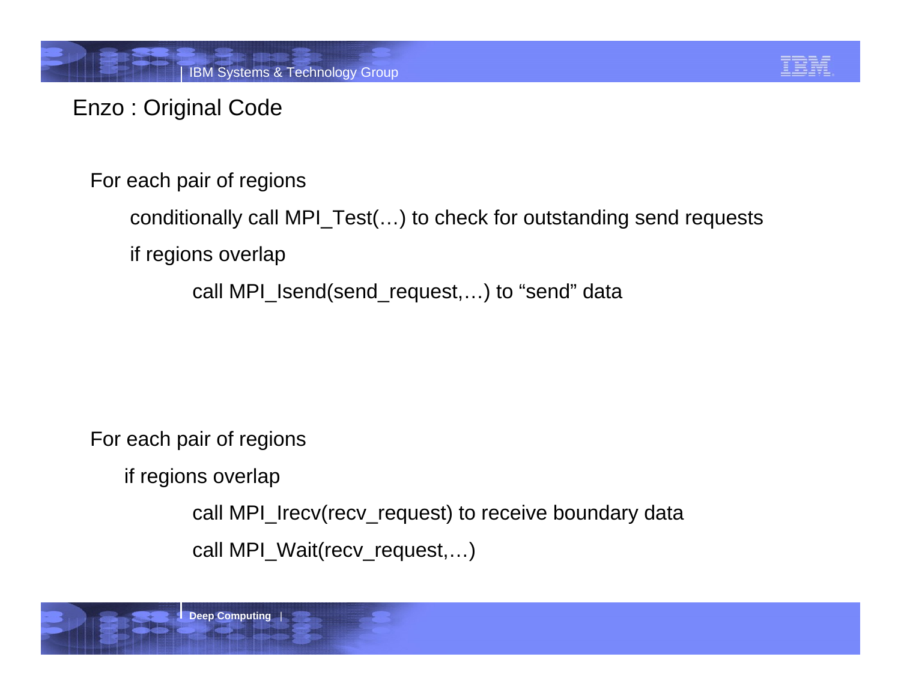# Enzo : Original Code

For each pair of regions

  conditionally call MPI_Test(…) to check for outstanding send requests

  if regions overlap

    call MPI_Isend(send_request,…) to “send” data

For each pair of regions

  if regions overlap

    call MPI_Irecv(recv_request) to receive boundary data

    call MPI_Wait(recv_request,…)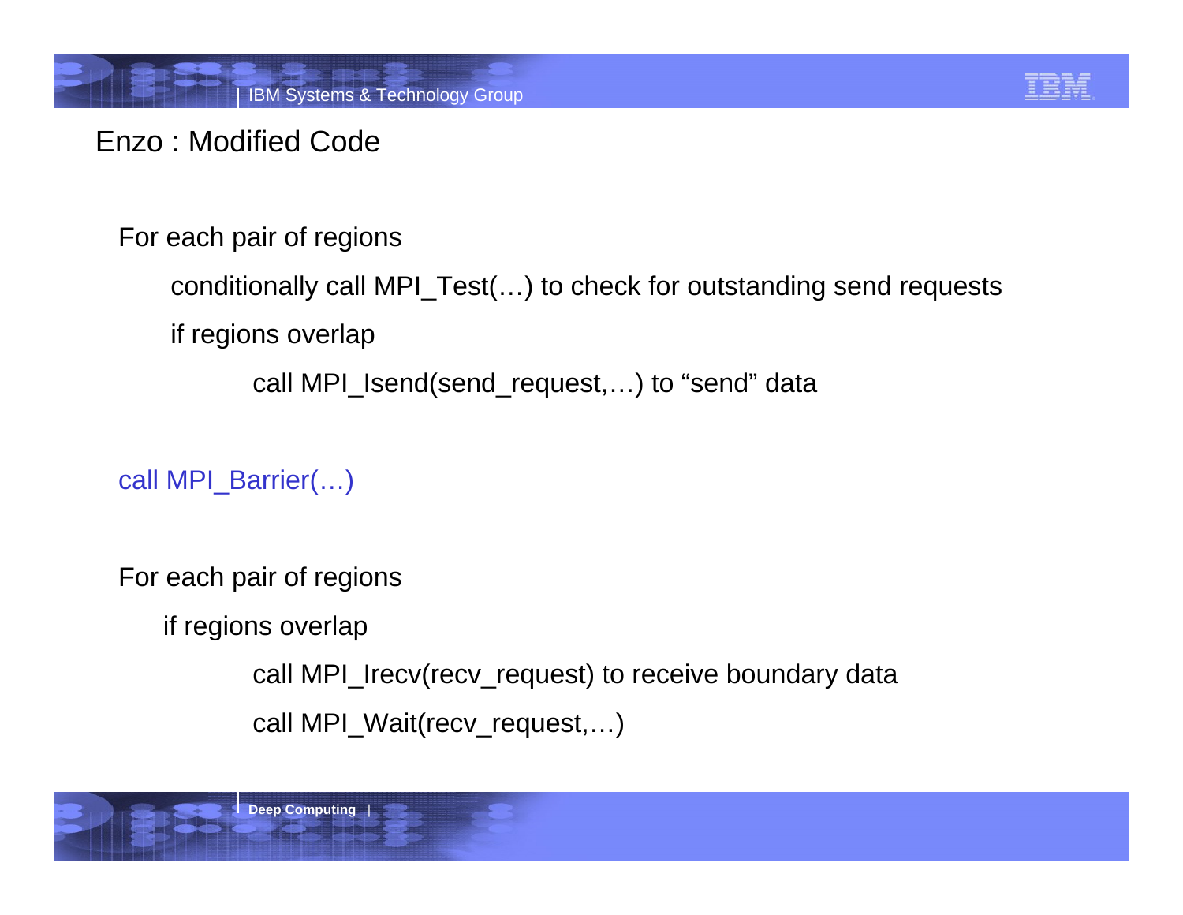# Enzo : Modified Code

```
For each pair of regions
    conditionally call MPI_Test(…) to check for outstanding send requests
    if regions overlap
        call MPI_Isend(send_request,…) to “send” data

call MPI_Barrier(…)

For each pair of regions
    if regions overlap
        call MPI_Irecv(recv_request) to receive boundary data
        call MPI_Wait(recv_request,…)
```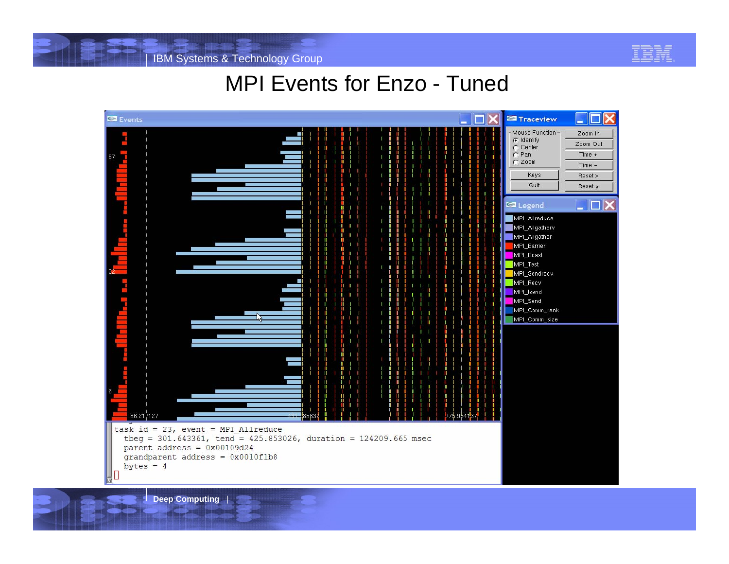# MPI Events for Enzo - Tuned

```
task id = 23, event = MPI_Allreduce
  tbeg = 301.643361, tend = 425.853026, duration = 124209.665 msec
  parent address = 0x00109d24
  grandparent address = 0x0010f1b8
  bytes = 4
```

Legend:

- MPI_Allreduce
- MPI_Allgatherv
- MPI_Allgather
- MPI_Barrier
- MPI_Bcast
- MPI_Test
- MPI_Sendrecv
- MPI_Recv
- MPI_Isend
- MPI_Send
- MPI_Comm_rank
- MPI_Comm_size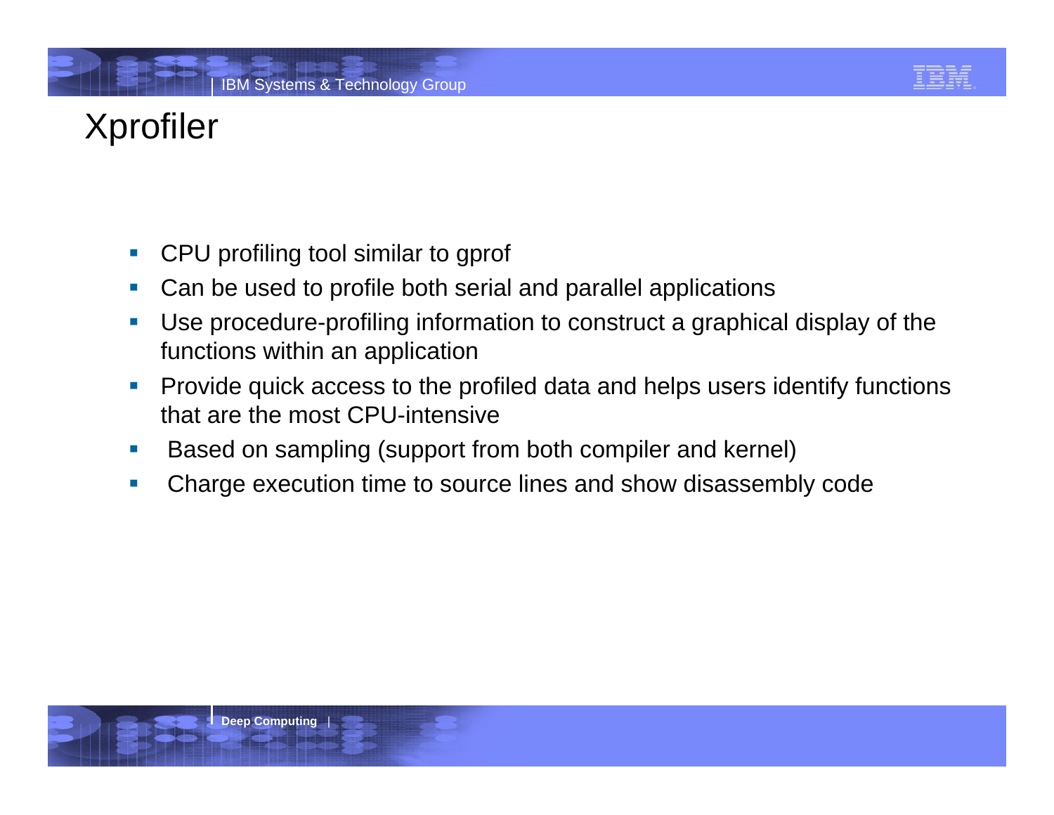# Xprofiler

- CPU profiling tool similar to gprof
- Can be used to profile both serial and parallel applications
- Use procedure-profiling information to construct a graphical display of the functions within an application
- Provide quick access to the profiled data and helps users identify functions that are the most CPU-intensive
- Based on sampling (support from both compiler and kernel)
- Charge execution time to source lines and show disassembly code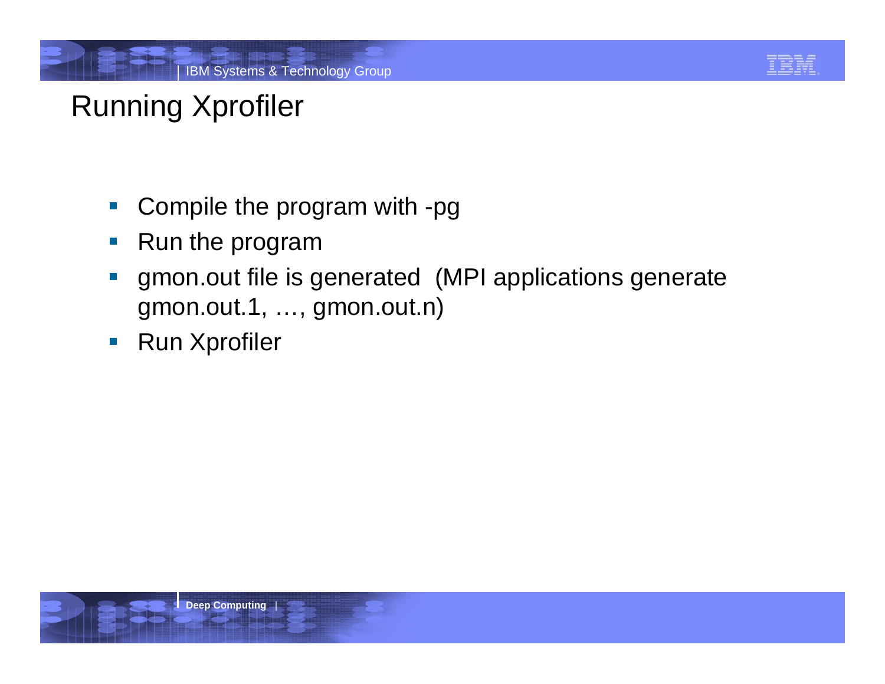# Running Xprofiler

- Compile the program with -pg
- Run the program
- gmon.out file is generated (MPI applications generate gmon.out.1, …, gmon.out.n)
- Run Xprofiler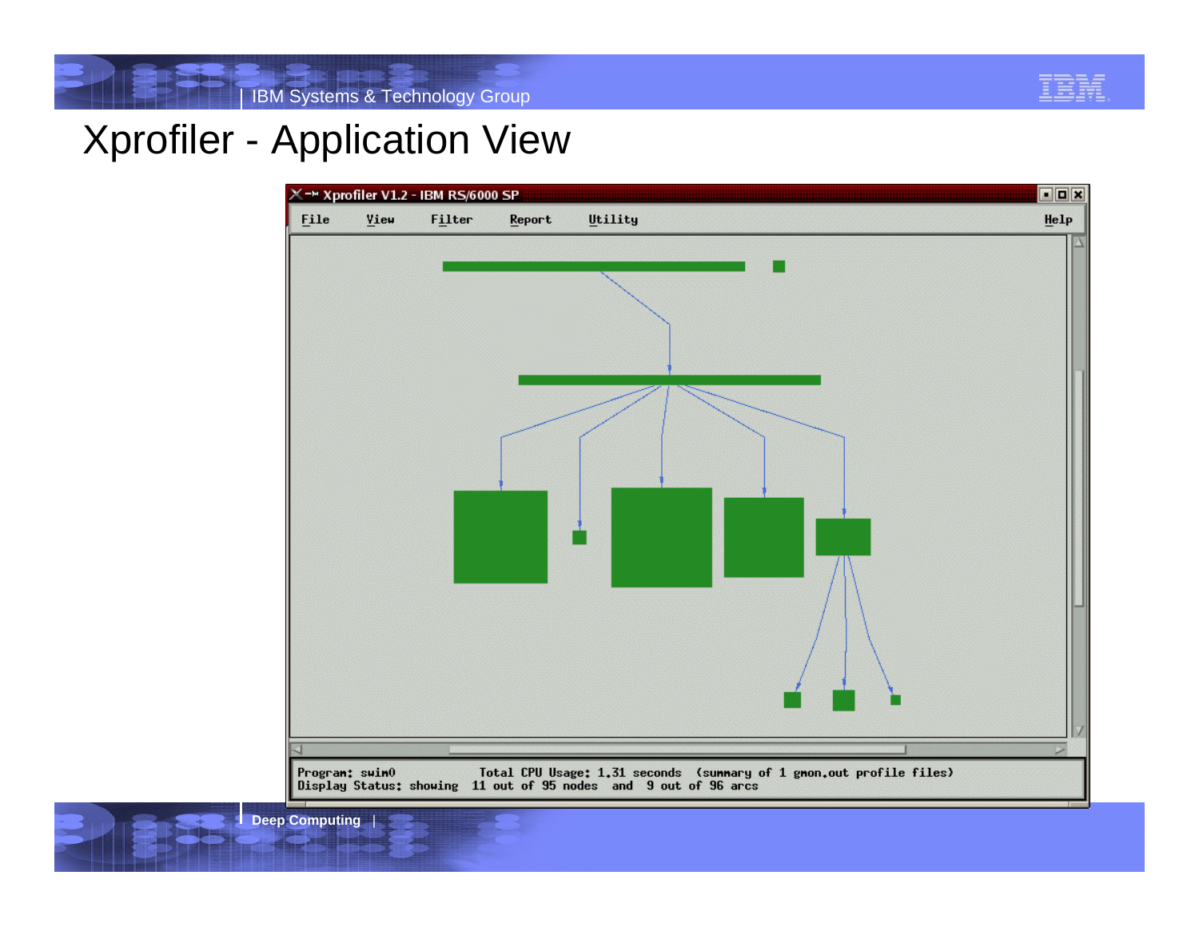# Xprofiler - Application View

Xprofiler V1.2 - IBM RS/6000 SP

File View Filter Report Utility Help

Program: swim0 Total CPU Usage: 1.31 seconds (summary of 1 gmon.out profile files)
Display Status: showing 11 out of 95 nodes and 9 out of 96 arcs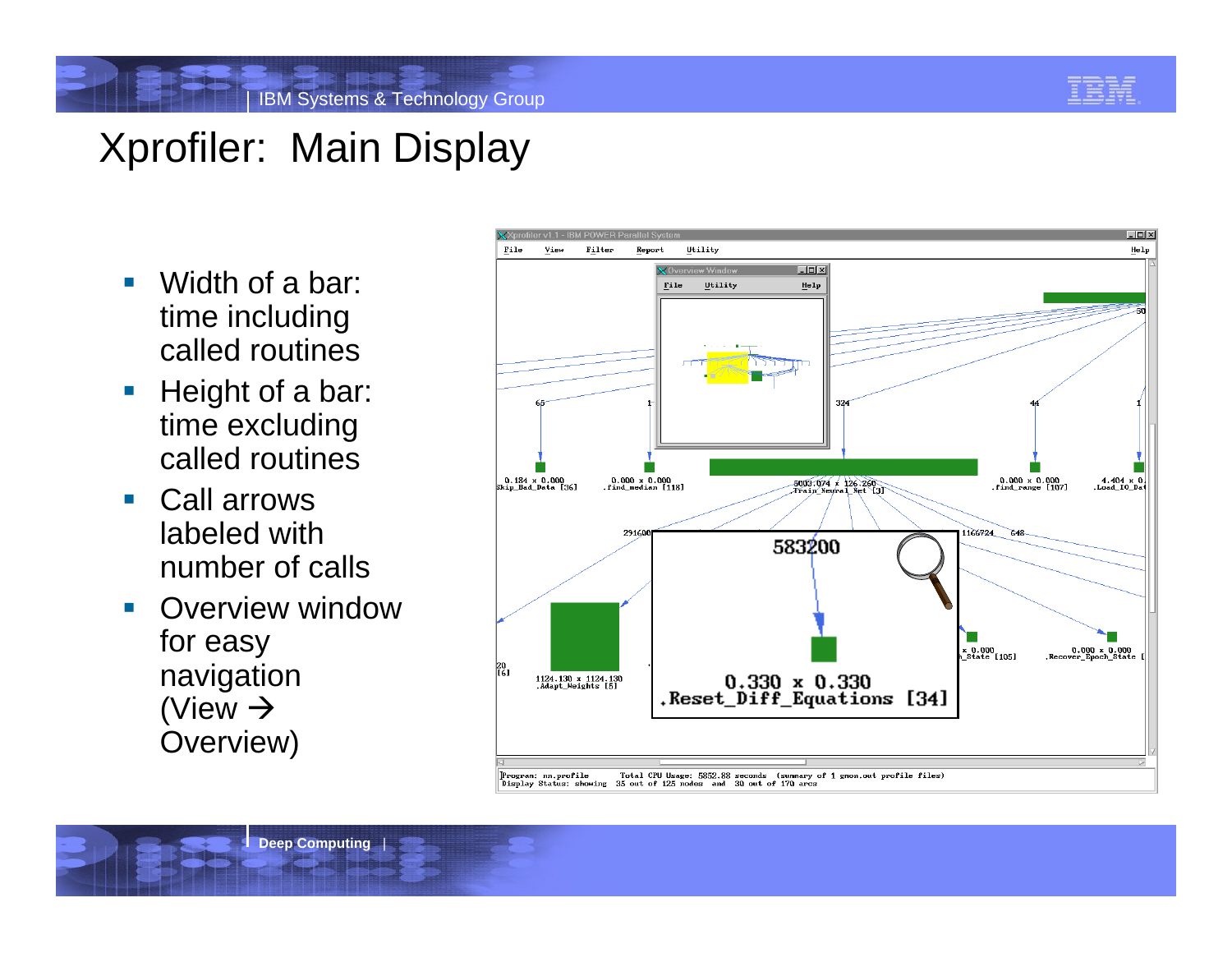# Xprofiler: Main Display

- Width of a bar: time including called routines
- Height of a bar: time excluding called routines
- Call arrows labeled with number of calls
- Overview window for easy navigation (View → Overview)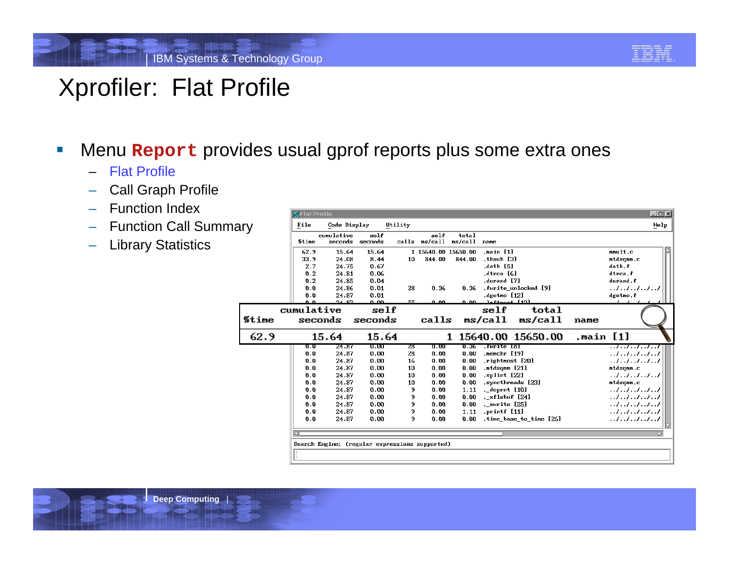# Xprofiler: Flat Profile

- Menu **Report** provides usual gprof reports plus some extra ones
  - Flat Profile
  - Call Graph Profile
  - Function Index
  - Function Call Summary
  - Library Statistics

Flat Profile

File Code Display Utility Help

| %time | cumulative seconds | self seconds | calls | self ms/call | total ms/call | name | |
|---|---|---|---|---|---|---|---|
| 62.9 | 15.64 | 15.64 | 1 | 15640.00 | 15650.00 | .main [1] | mmult.c |
| 33.9 | 24.08 | 8.44 | 10 | 844.00 | 844.00 | .thsub [3] | mtdsqmm.c |
| 2.7 | 24.75 | 0.67 | | | | .dath [5] | dath.f |
| 0.2 | 24.81 | 0.06 | | | | .dtrca [6] | dtrca.f |
| 0.2 | 24.85 | 0.04 | | | | .durand [7] | durand.f |
| 0.0 | 24.86 | 0.01 | 28 | 0.36 | 0.36 | .fwrite_unlocked [9] | ../../../../../ |
| 0.0 | 24.87 | 0.01 | | | | .dgetmo [12] | dgetmo.f |
| 0.0 | 24.87 | 0.00 | 28 | 0.00 | 0.36 | .fwrite [8] | ../../../../../ |
| 0.0 | 24.87 | 0.00 | 28 | 0.00 | 0.00 | .memchr [19] | ../../../../../ |
| 0.0 | 24.87 | 0.00 | 16 | 0.00 | 0.00 | .rightmost [20] | ../../../../../ |
| 0.0 | 24.87 | 0.00 | 10 | 0.00 | 0.00 | .mtdsqmm [21] | mtdsqmm.c |
| 0.0 | 24.87 | 0.00 | 10 | 0.00 | 0.00 | .splint [22] | ../../../../../ |
| 0.0 | 24.87 | 0.00 | 10 | 0.00 | 0.00 | .syncthreads [23] | mtdsqmm.c |
| 0.0 | 24.87 | 0.00 | 9 | 0.00 | 1.11 | ._doprnt [10] | ../../../../../ |
| 0.0 | 24.87 | 0.00 | 9 | 0.00 | 0.00 | ._xflsbuf [24] | ../../../../../ |
| 0.0 | 24.87 | 0.00 | 9 | 0.00 | 0.00 | ._xwrite [25] | ../../../../../ |
| 0.0 | 24.87 | 0.00 | 9 | 0.00 | 1.11 | .printf [11] | ../../../../../ |
| 0.0 | 24.87 | 0.00 | 9 | 0.00 | 0.00 | .time_base_to_time [26] | ../../../../../ |

Search Engine: (regular expressions supported)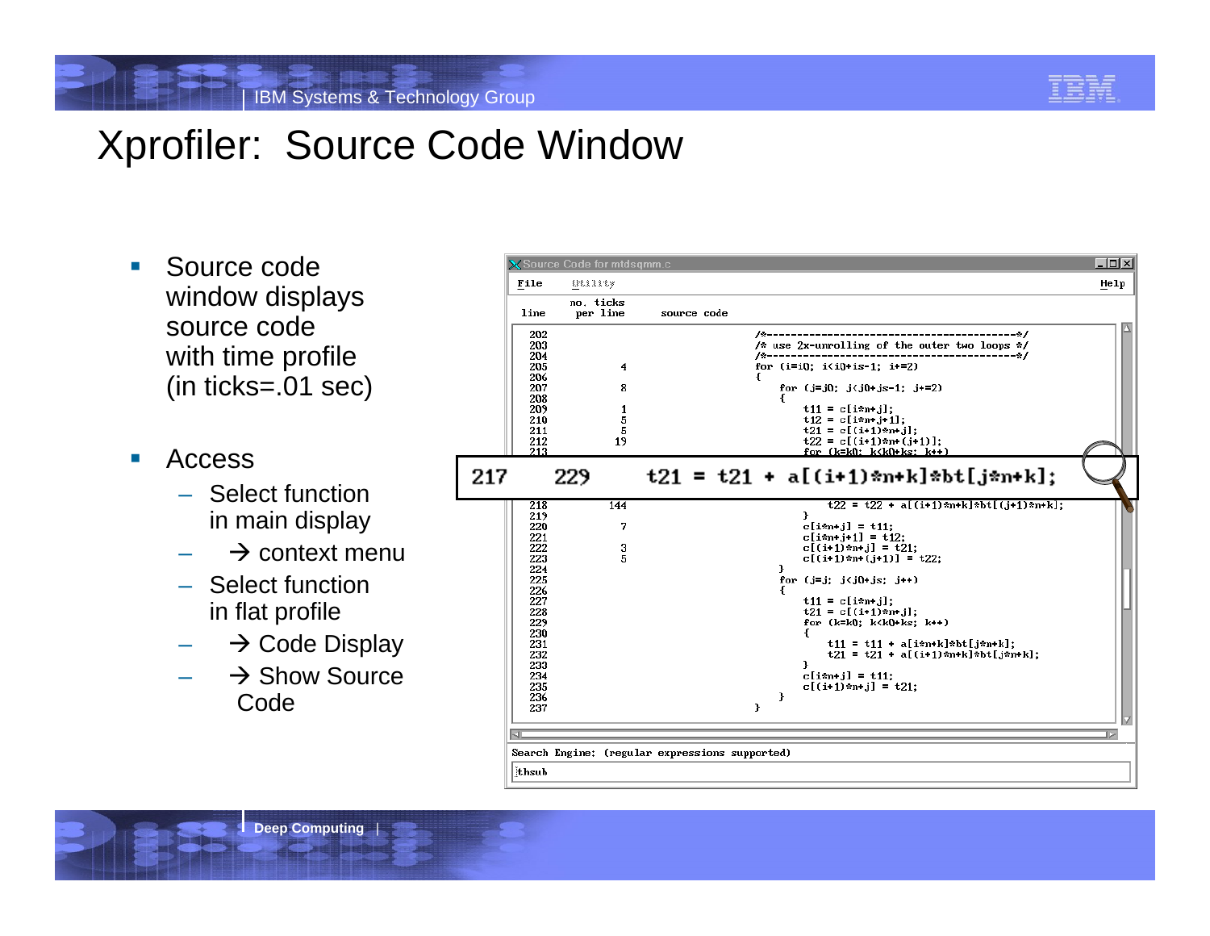# Xprofiler: Source Code Window

- Source code window displays source code with time profile (in ticks=.01 sec)
- Access
  - Select function in main display
  - → context menu
  - Select function in flat profile
  - → Code Display
  - → Show Source Code

Source Code for mtdsqmm.c

File Utility Help

| line | no. ticks per line | source code |
|---|---|---|
| 202 | | `/*------------------------------------------*/` |
| 203 | | `/* use 2x-unrolling of the outer two loops */` |
| 204 | | `/*------------------------------------------*/` |
| 205 | 4 | `for (i=i0; i<i0+is-1; i+=2)` |
| 206 | | `{` |
| 207 | 8 | `for (j=j0; j<j0+js-1; j+=2)` |
| 208 | | `{` |
| 209 | 1 | `t11 = c[i*n+j];` |
| 210 | 5 | `t12 = c[i*n+j+1];` |
| 211 | 5 | `t21 = c[(i+1)*n+j];` |
| 212 | 19 | `t22 = c[(i+1)*n+(j+1)];` |
| 213 | | `for (k=k0; k<k0+ks; k++)` |
| 217 | 229 | `t21 = t21 + a[(i+1)*n+k]*bt[j*n+k];` |
| 218 | 144 | `t22 = t22 + a[(i+1)*n+k]*bt[(j+1)*n+k];` |
| 219 | | `}` |
| 220 | 7 | `c[i*n+j] = t11;` |
| 221 | | `c[i*n+j+1] = t12;` |
| 222 | 3 | `c[(i+1)*n+j] = t21;` |
| 223 | 5 | `c[(i+1)*n+(j+1)] = t22;` |
| 224 | | `}` |
| 225 | | `for (j=j; j<j0+js; j++)` |
| 226 | | `{` |
| 227 | | `t11 = c[i*n+j];` |
| 228 | | `t21 = c[(i+1)*n+j];` |
| 229 | | `for (k=k0; k<k0+ks; k++)` |
| 230 | | `{` |
| 231 | | `t11 = t11 + a[i*n+k]*bt[j*n+k];` |
| 232 | | `t21 = t21 + a[(i+1)*n+k]*bt[j*n+k];` |
| 233 | | `}` |
| 234 | | `c[i*n+j] = t11;` |
| 235 | | `c[(i+1)*n+j] = t21;` |
| 236 | | `}` |
| 237 | | `}` |

Search Engine: (regular expressions supported)

thsub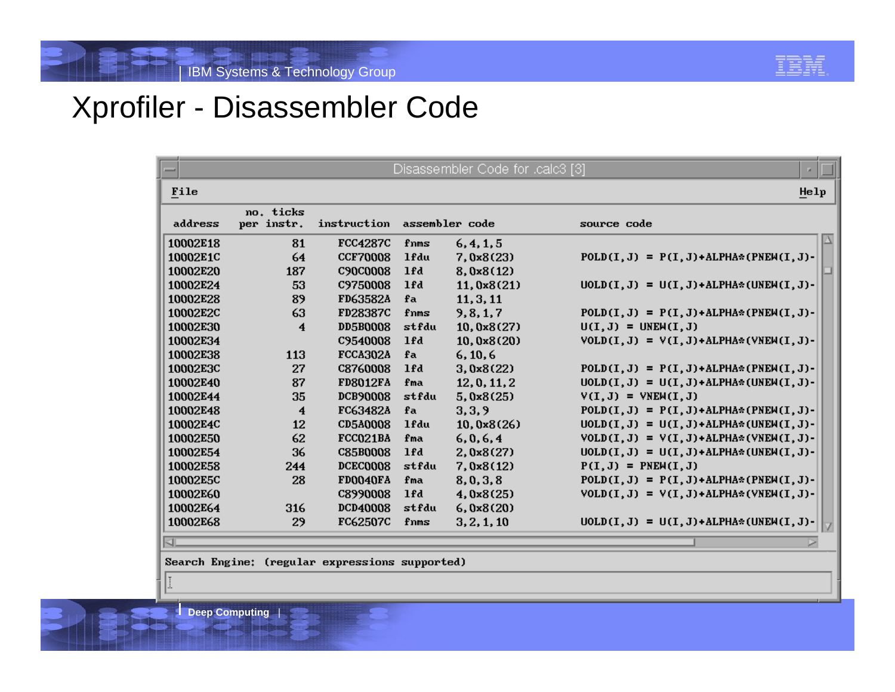# Xprofiler - Disassembler Code

Disassembler Code for .calc3 [3]

File    Help

| address | no. ticks per instr. | instruction | assembler code | | source code |
|---|---|---|---|---|---|
| 10002E18 | 81 | FCC4287C | fnms | 6,4,1,5 | |
| 10002E1C | 64 | CCF70008 | lfdu | 7,0x8(23) | POLD(I,J) = P(I,J)+ALPHA*(PNEW(I,J)- |
| 10002E20 | 187 | C90C0008 | lfd | 8,0x8(12) | |
| 10002E24 | 53 | C9750008 | lfd | 11,0x8(21) | UOLD(I,J) = U(I,J)+ALPHA*(UNEW(I,J)- |
| 10002E28 | 89 | FD63582A | fa | 11,3,11 | |
| 10002E2C | 63 | FD28387C | fnms | 9,8,1,7 | POLD(I,J) = P(I,J)+ALPHA*(PNEW(I,J)- |
| 10002E30 | 4 | DD5B0008 | stfdu | 10,0x8(27) | U(I,J) = UNEW(I,J) |
| 10002E34 | | C9540008 | lfd | 10,0x8(20) | VOLD(I,J) = V(I,J)+ALPHA*(VNEW(I,J)- |
| 10002E38 | 113 | FCCA302A | fa | 6,10,6 | |
| 10002E3C | 27 | C8760008 | lfd | 3,0x8(22) | POLD(I,J) = P(I,J)+ALPHA*(PNEW(I,J)- |
| 10002E40 | 87 | FD8012FA | fma | 12,0,11,2 | UOLD(I,J) = U(I,J)+ALPHA*(UNEW(I,J)- |
| 10002E44 | 35 | DCB90008 | stfdu | 5,0x8(25) | V(I,J) = VNEW(I,J) |
| 10002E48 | 4 | FC63482A | fa | 3,3,9 | POLD(I,J) = P(I,J)+ALPHA*(PNEW(I,J)- |
| 10002E4C | 12 | CD5A0008 | lfdu | 10,0x8(26) | UOLD(I,J) = U(I,J)+ALPHA*(UNEW(I,J)- |
| 10002E50 | 62 | FCC021BA | fma | 6,0,6,4 | VOLD(I,J) = V(I,J)+ALPHA*(VNEW(I,J)- |
| 10002E54 | 36 | C85B0008 | lfd | 2,0x8(27) | UOLD(I,J) = U(I,J)+ALPHA*(UNEW(I,J)- |
| 10002E58 | 244 | DCEC0008 | stfdu | 7,0x8(12) | P(I,J) = PNEW(I,J) |
| 10002E5C | 28 | FD0040FA | fma | 8,0,3,8 | POLD(I,J) = P(I,J)+ALPHA*(PNEW(I,J)- |
| 10002E60 | | C8990008 | lfd | 4,0x8(25) | VOLD(I,J) = V(I,J)+ALPHA*(VNEW(I,J)- |
| 10002E64 | 316 | DCD40008 | stfdu | 6,0x8(20) | |
| 10002E68 | 29 | FC62507C | fnms | 3,2,1,10 | UOLD(I,J) = U(I,J)+ALPHA*(UNEW(I,J)- |

Search Engine: (regular expressions supported)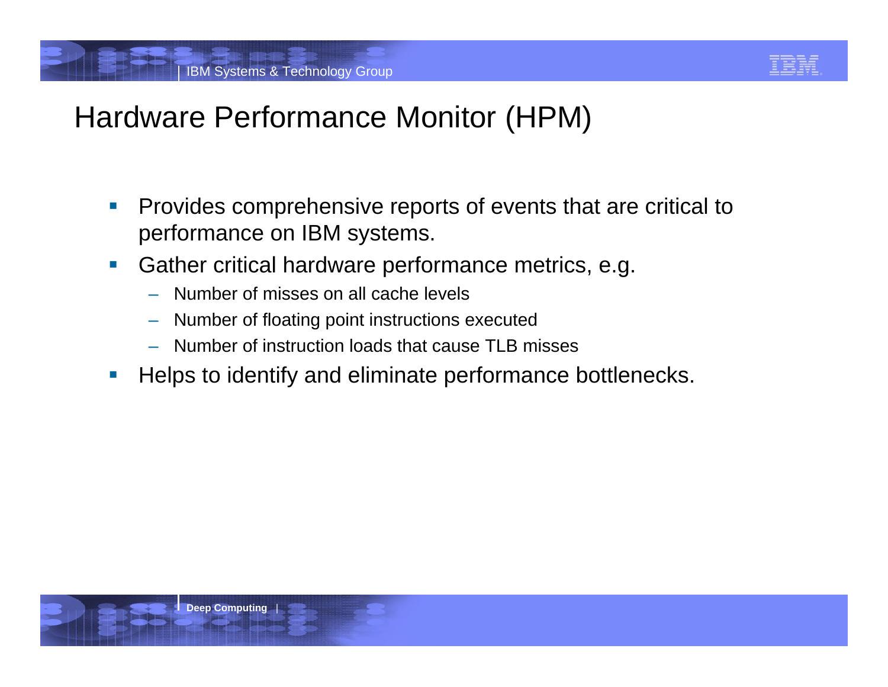# Hardware Performance Monitor (HPM)

- Provides comprehensive reports of events that are critical to performance on IBM systems.
- Gather critical hardware performance metrics, e.g.
  - Number of misses on all cache levels
  - Number of floating point instructions executed
  - Number of instruction loads that cause TLB misses
- Helps to identify and eliminate performance bottlenecks.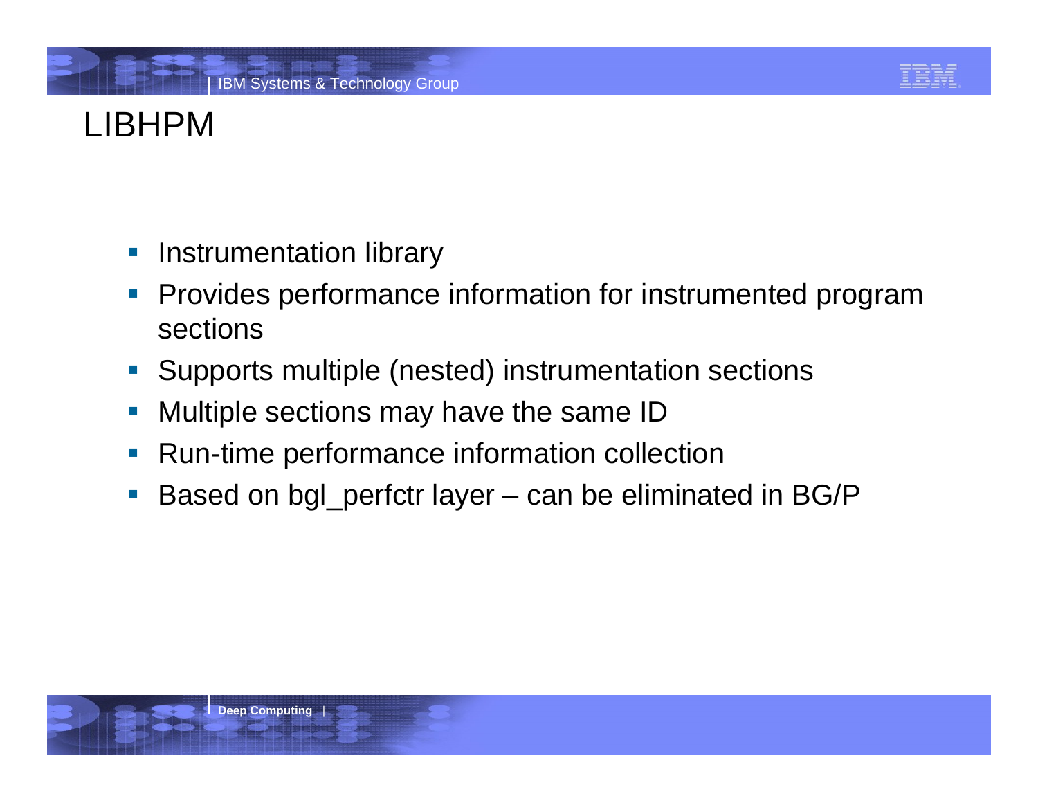# LIBHPM

- Instrumentation library
- Provides performance information for instrumented program sections
- Supports multiple (nested) instrumentation sections
- Multiple sections may have the same ID
- Run-time performance information collection
- Based on bgl_perfctr layer – can be eliminated in BG/P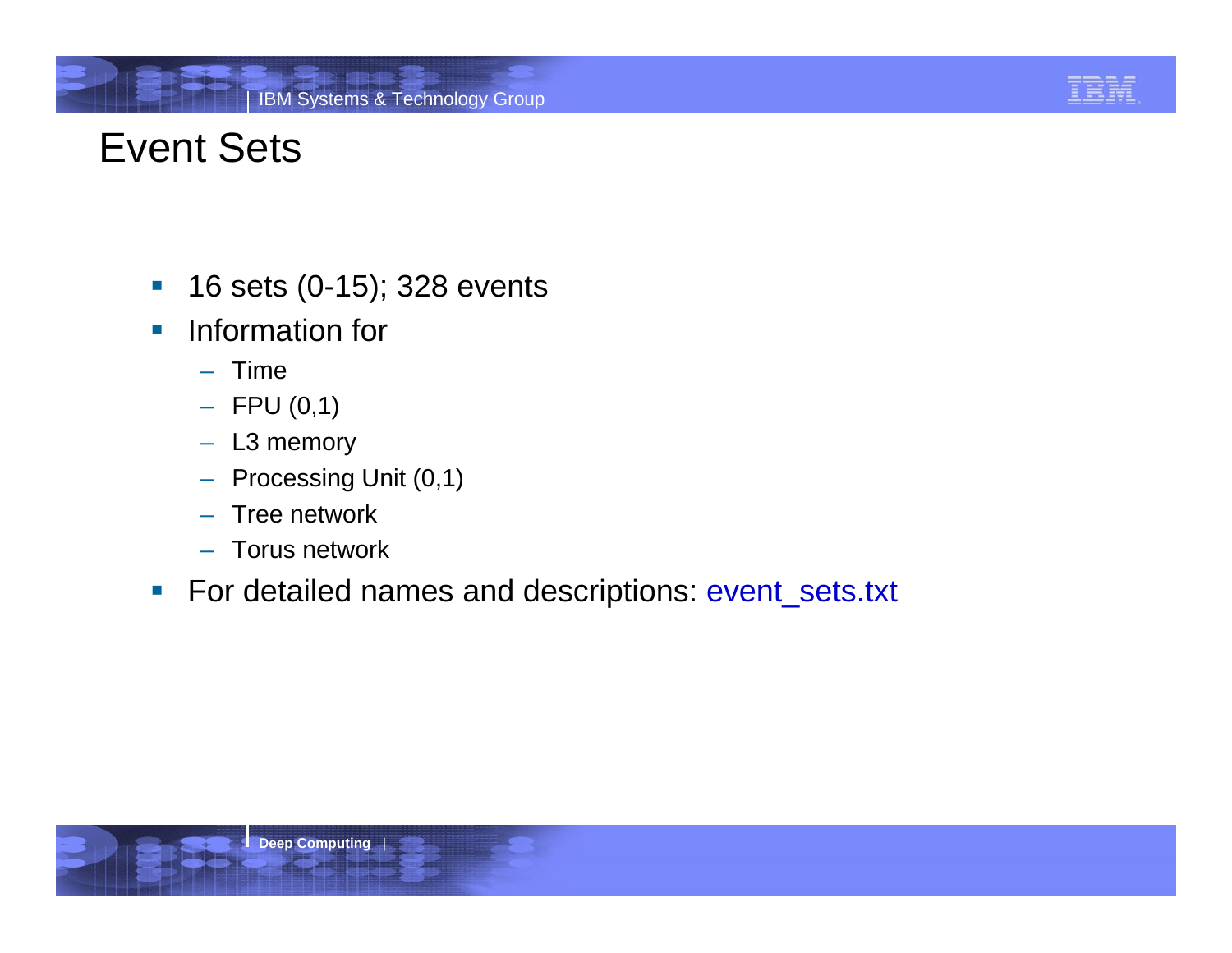# Event Sets

- 16 sets (0-15); 328 events
- Information for
  - Time
  - FPU (0,1)
  - L3 memory
  - Processing Unit (0,1)
  - Tree network
  - Torus network
- For detailed names and descriptions: event_sets.txt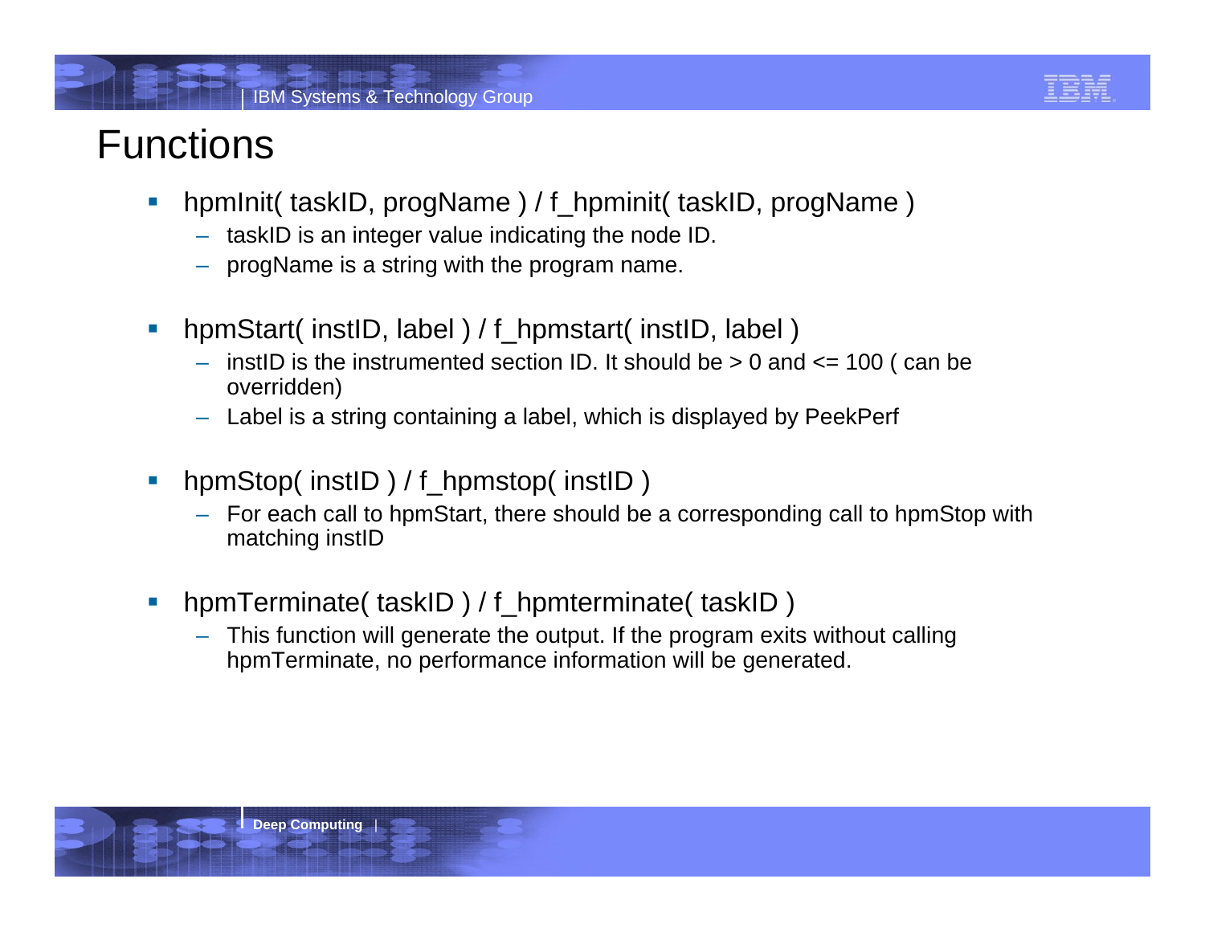# Functions

- hpmInit( taskID, progName ) / f_hpminit( taskID, progName )
  - taskID is an integer value indicating the node ID.
  - progName is a string with the program name.
- hpmStart( instID, label ) / f_hpmstart( instID, label )
  - instID is the instrumented section ID. It should be > 0 and <= 100 ( can be overridden)
  - Label is a string containing a label, which is displayed by PeekPerf
- hpmStop( instID ) / f_hpmstop( instID )
  - For each call to hpmStart, there should be a corresponding call to hpmStop with matching instID
- hpmTerminate( taskID ) / f_hpmterminate( taskID )
  - This function will generate the output. If the program exits without calling hpmTerminate, no performance information will be generated.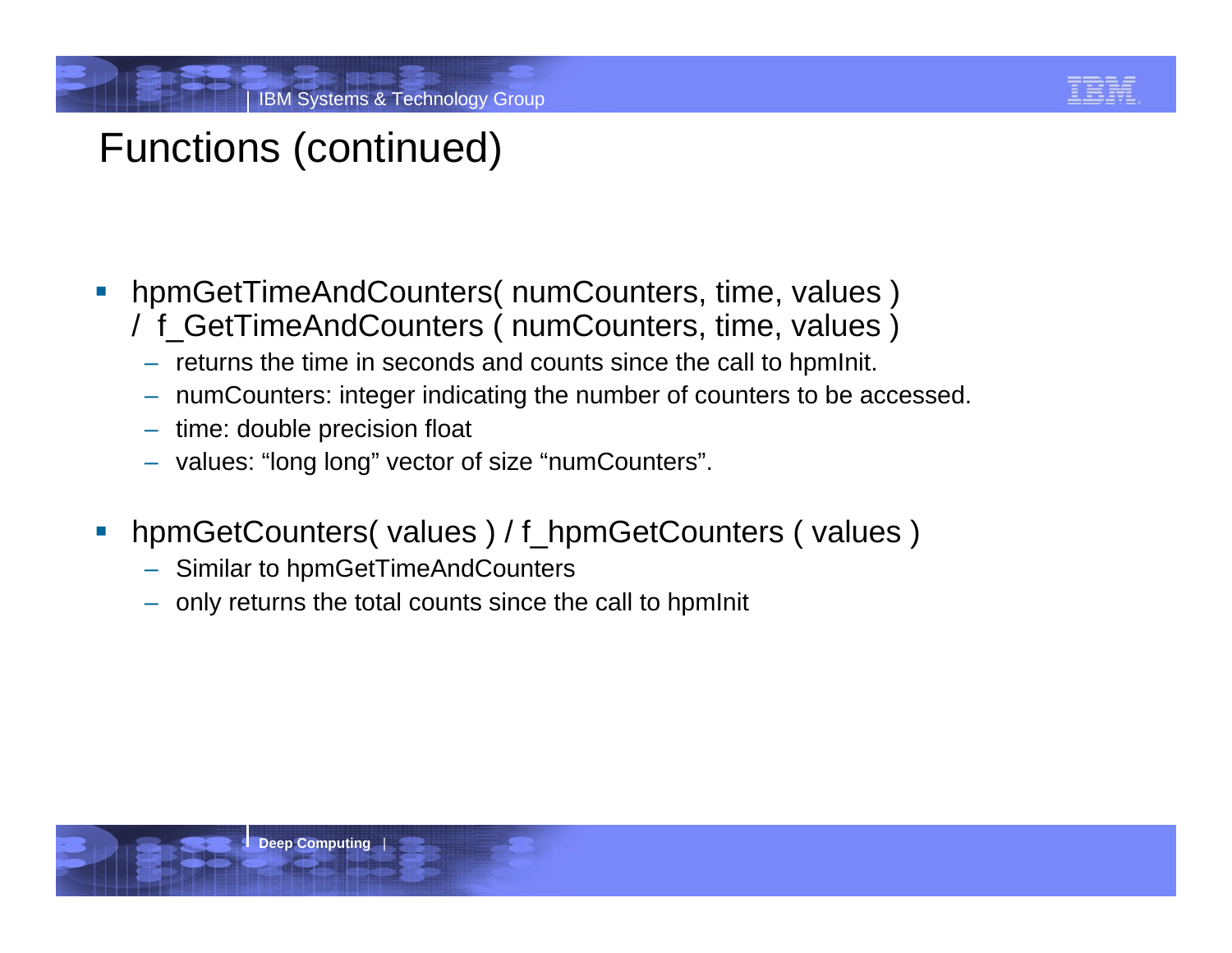# Functions (continued)

- hpmGetTimeAndCounters( numCounters, time, values ) / f_GetTimeAndCounters ( numCounters, time, values )
  - returns the time in seconds and counts since the call to hpmInit.
  - numCounters: integer indicating the number of counters to be accessed.
  - time: double precision float
  - values: “long long” vector of size “numCounters”.

- hpmGetCounters( values ) / f_hpmGetCounters ( values )
  - Similar to hpmGetTimeAndCounters
  - only returns the total counts since the call to hpmInit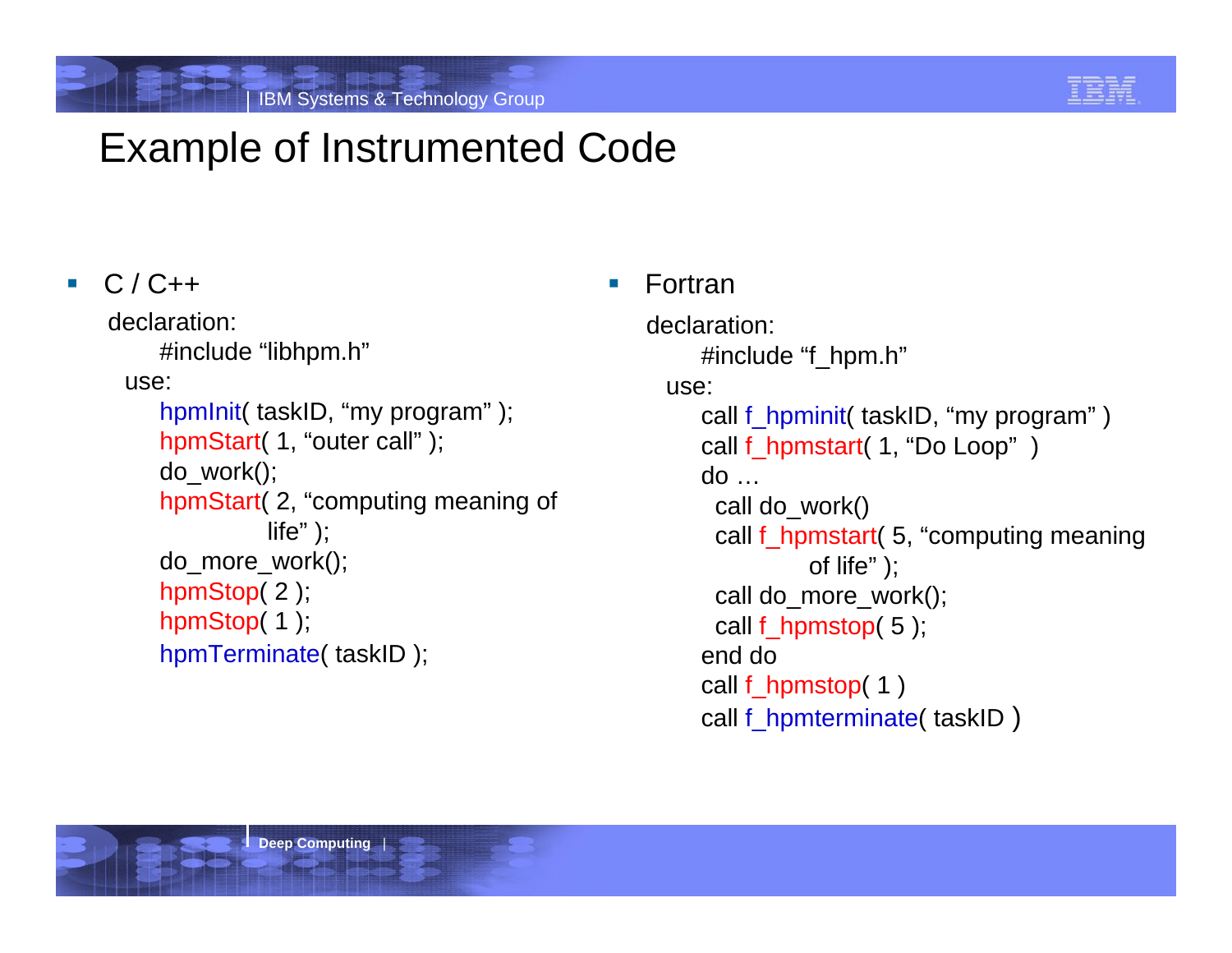# Example of Instrumented Code

- C / C++

  declaration:

  ```
  #include "libhpm.h"
  ```

  use:

  ```
  hpmInit( taskID, "my program" );
  hpmStart( 1, "outer call" );
  do_work();
  hpmStart( 2, "computing meaning of
                life" );
  do_more_work();
  hpmStop( 2 );
  hpmStop( 1 );
  hpmTerminate( taskID );
  ```

- Fortran

  declaration:

  ```
  #include "f_hpm.h"
  ```

  use:

  ```
  call f_hpminit( taskID, "my program" )
  call f_hpmstart( 1, "Do Loop"  )
  do …
    call do_work()
    call f_hpmstart( 5, "computing meaning
               of life" );
    call do_more_work();
    call f_hpmstop( 5 );
  end do
  call f_hpmstop( 1 )
  call f_hpmterminate( taskID )
  ```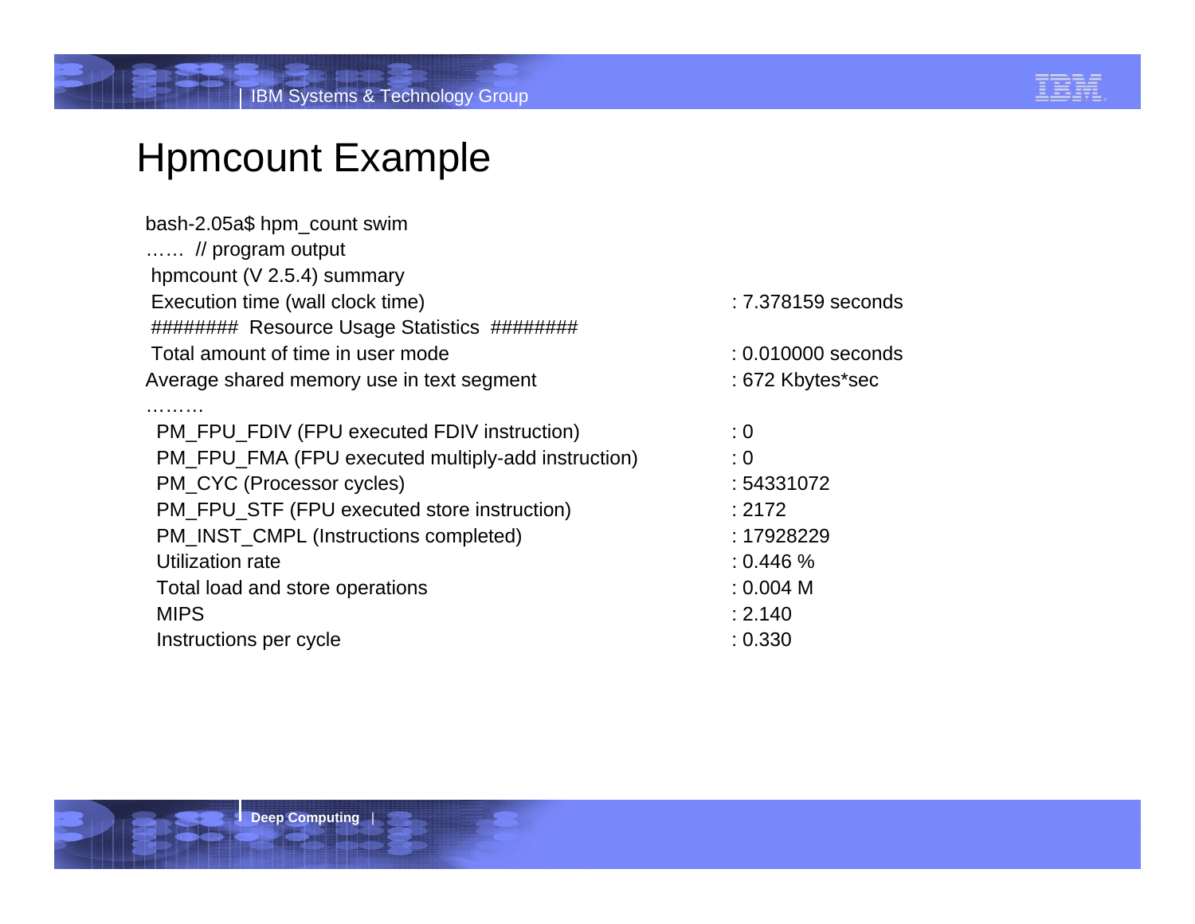# Hpmcount Example

```
bash-2.05a$ hpm_count swim
……  // program output
 hpmcount (V 2.5.4) summary
 Execution time (wall clock time)                              : 7.378159 seconds
 ########  Resource Usage Statistics  ########
 Total amount of time in user mode                             : 0.010000 seconds
Average shared memory use in text segment                      : 672 Kbytes*sec
………
  PM_FPU_FDIV (FPU executed FDIV instruction)                  : 0
  PM_FPU_FMA (FPU executed multiply-add instruction)           : 0
  PM_CYC (Processor cycles)                                    : 54331072
  PM_FPU_STF (FPU executed store instruction)                  : 2172
  PM_INST_CMPL (Instructions completed)                        : 17928229
  Utilization rate                                             : 0.446 %
  Total load and store operations                              : 0.004 M
  MIPS                                                         : 2.140
  Instructions per cycle                                       : 0.330
```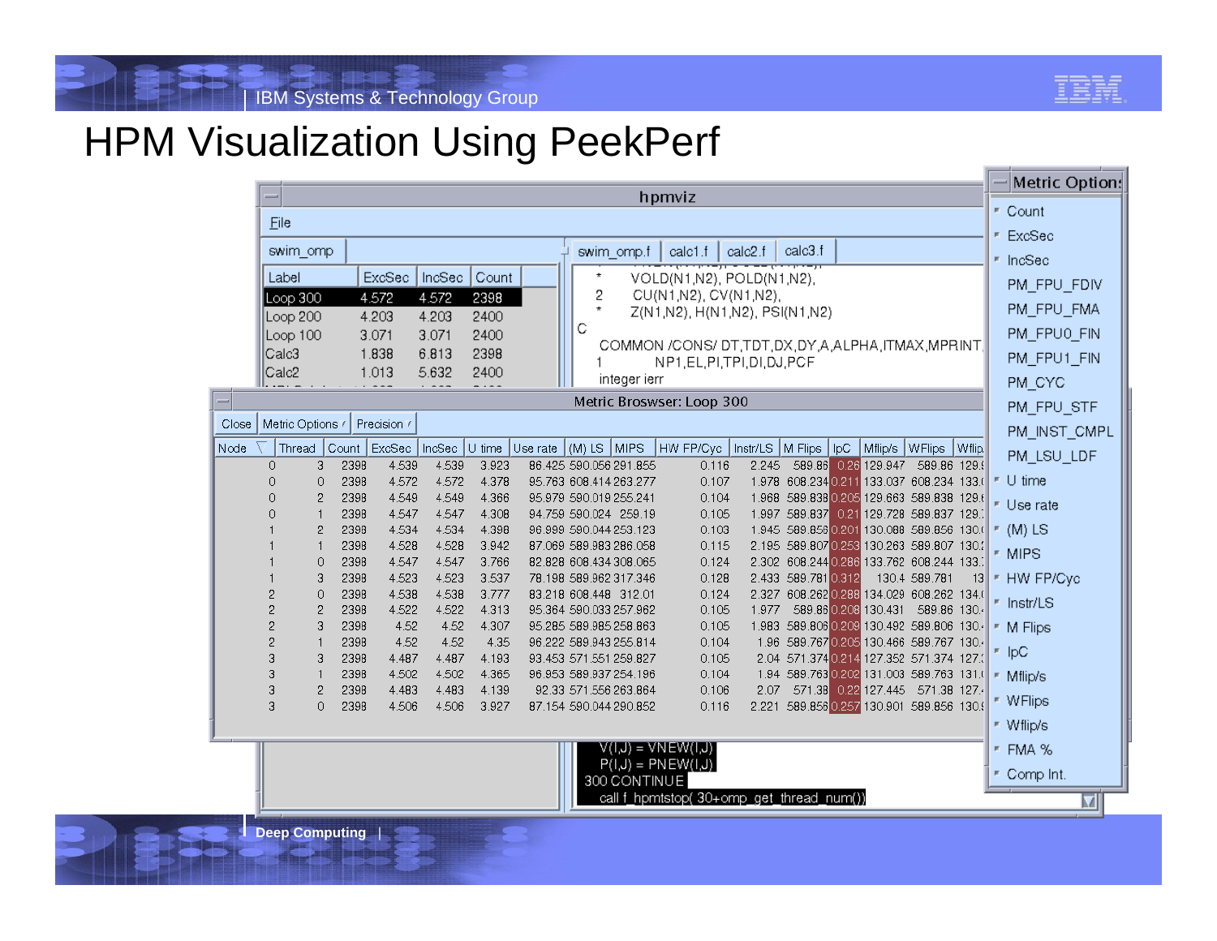# HPM Visualization Using PeekPerf

hpmviz

File

swim_omp

| Label | ExcSec | IncSec | Count |
|---|---|---|---|
| Loop 300 | 4.572 | 4.572 | 2398 |
| Loop 200 | 4.203 | 4.203 | 2400 |
| Loop 100 | 3.071 | 3.071 | 2400 |
| Calc3 | 1.838 | 6.813 | 2398 |
| Calc2 | 1.013 | 5.632 | 2400 |

swim_omp.f | calc1.f | calc2.f | calc3.f

```
     *     VOLD(N1,N2), POLD(N1,N2),
     2     CU(N1,N2), CV(N1,N2),
     *     Z(N1,N2), H(N1,N2), PSI(N1,N2)
C
      COMMON /CONS/ DT,TDT,DX,DY,A,ALPHA,ITMAX,MPRINT,
     1          NP1,EL,PI,TPI,DI,DJ,PCF
      integer ierr
```

Metric Broswser: Loop 300

Close | Metric Options | Precision

| Node | Thread | Count | ExcSec | IncSec | U time | Use rate | (M) LS | MIPS | HW FP/Cyc | Instr/LS | M Flips | IpC | Mflip/s | WFlips | Wflip/s |
|---|---|---|---|---|---|---|---|---|---|---|---|---|---|---|---|
| 0 | 3 | 2398 | 4.539 | 4.539 | 3.923 | 86.425 | 590.056 | 291.855 | 0.116 | 2.245 | 589.86 | 0.26 | 129.947 | 589.86 | 129. |
| 0 | 0 | 2398 | 4.572 | 4.572 | 4.378 | 95.763 | 608.414 | 263.277 | 0.107 | 1.978 | 608.234 | 0.211 | 133.037 | 608.234 | 133. |
| 0 | 2 | 2398 | 4.549 | 4.549 | 4.366 | 95.979 | 590.019 | 255.241 | 0.104 | 1.968 | 589.838 | 0.205 | 129.663 | 589.838 | 129. |
| 0 | 1 | 2398 | 4.547 | 4.547 | 4.308 | 94.759 | 590.024 | 259.19 | 0.105 | 1.997 | 589.837 | 0.21 | 129.728 | 589.837 | 129. |
| 1 | 2 | 2398 | 4.534 | 4.534 | 4.398 | 96.999 | 590.044 | 253.123 | 0.103 | 1.945 | 589.856 | 0.201 | 130.088 | 589.856 | 130. |
| 1 | 1 | 2398 | 4.528 | 4.528 | 3.942 | 87.069 | 589.983 | 286.058 | 0.115 | 2.195 | 589.807 | 0.253 | 130.263 | 589.807 | 130. |
| 1 | 0 | 2398 | 4.547 | 4.547 | 3.766 | 82.828 | 608.434 | 308.065 | 0.124 | 2.302 | 608.244 | 0.286 | 133.762 | 608.244 | 133. |
| 1 | 3 | 2398 | 4.523 | 4.523 | 3.537 | 78.198 | 589.962 | 317.346 | 0.128 | 2.433 | 589.781 | 0.312 | 130.4 | 589.781 | 13 |
| 2 | 0 | 2398 | 4.538 | 4.538 | 3.777 | 83.218 | 608.448 | 312.01 | 0.124 | 2.327 | 608.262 | 0.288 | 134.029 | 608.262 | 134. |
| 2 | 2 | 2398 | 4.522 | 4.522 | 4.313 | 95.364 | 590.033 | 257.962 | 0.105 | 1.977 | 589.86 | 0.208 | 130.431 | 589.86 | 130. |
| 2 | 3 | 2398 | 4.52 | 4.52 | 4.307 | 95.285 | 589.985 | 258.863 | 0.105 | 1.983 | 589.806 | 0.209 | 130.492 | 589.806 | 130. |
| 2 | 1 | 2398 | 4.52 | 4.52 | 4.35 | 96.222 | 589.943 | 255.814 | 0.104 | 1.96 | 589.767 | 0.205 | 130.466 | 589.767 | 130. |
| 3 | 3 | 2398 | 4.487 | 4.487 | 4.193 | 93.453 | 571.551 | 259.827 | 0.105 | 2.04 | 571.374 | 0.214 | 127.352 | 571.374 | 127. |
| 3 | 1 | 2398 | 4.502 | 4.502 | 4.365 | 96.953 | 589.937 | 254.196 | 0.104 | 1.94 | 589.763 | 0.202 | 131.003 | 589.763 | 131. |
| 3 | 2 | 2398 | 4.483 | 4.483 | 4.139 | 92.33 | 571.556 | 263.864 | 0.106 | 2.07 | 571.38 | 0.22 | 127.445 | 571.38 | 127. |
| 3 | 0 | 2398 | 4.506 | 4.506 | 3.927 | 87.154 | 590.044 | 290.852 | 0.116 | 2.221 | 589.856 | 0.257 | 130.901 | 589.856 | 130. |

```
      V(I,J) = VNEW(I,J)
      P(I,J) = PNEW(I,J)
  300 CONTINUE
      call f_hpmtstop( 30+omp_get_thread_num())
```

Metric Options

- Count
- ExcSec
- IncSec
- PM_FPU_FDIV
- PM_FPU_FMA
- PM_FPU0_FIN
- PM_FPU1_FIN
- PM_CYC
- PM_FPU_STF
- PM_INST_CMPL
- PM_LSU_LDF
- U time
- Use rate
- (M) LS
- MIPS
- HW FP/Cyc
- Instr/LS
- M Flips
- IpC
- Mflip/s
- WFlips
- Wflip/s
- FMA %
- Comp Int.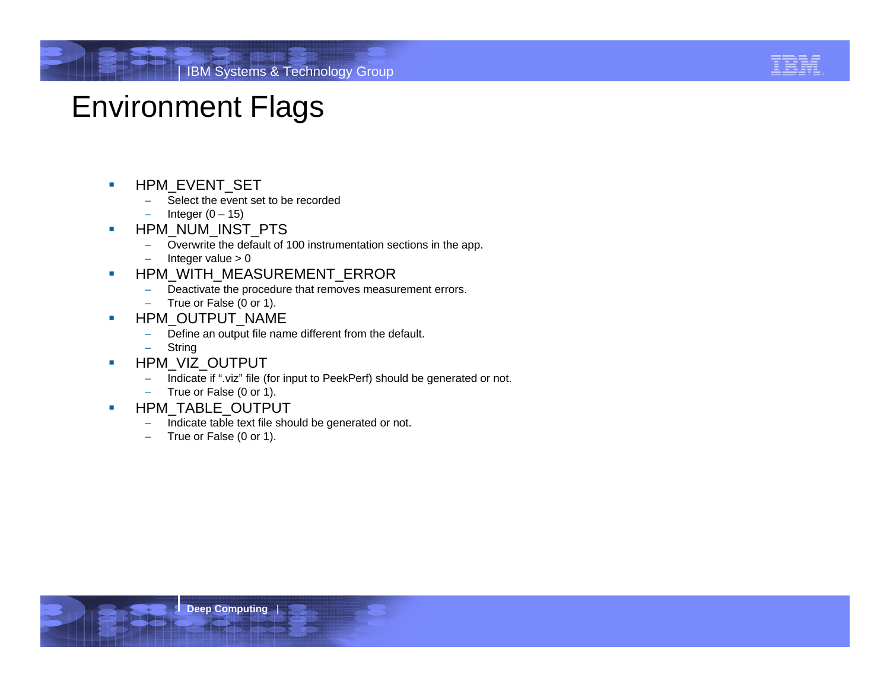# Environment Flags

- HPM_EVENT_SET
  - Select the event set to be recorded
  - Integer (0 – 15)
- HPM_NUM_INST_PTS
  - Overwrite the default of 100 instrumentation sections in the app.
  - Integer value > 0
- HPM_WITH_MEASUREMENT_ERROR
  - Deactivate the procedure that removes measurement errors.
  - True or False (0 or 1).
- HPM_OUTPUT_NAME
  - Define an output file name different from the default.
  - String
- HPM_VIZ_OUTPUT
  - Indicate if ".viz" file (for input to PeekPerf) should be generated or not.
  - True or False (0 or 1).
- HPM_TABLE_OUTPUT
  - Indicate table text file should be generated or not.
  - True or False (0 or 1).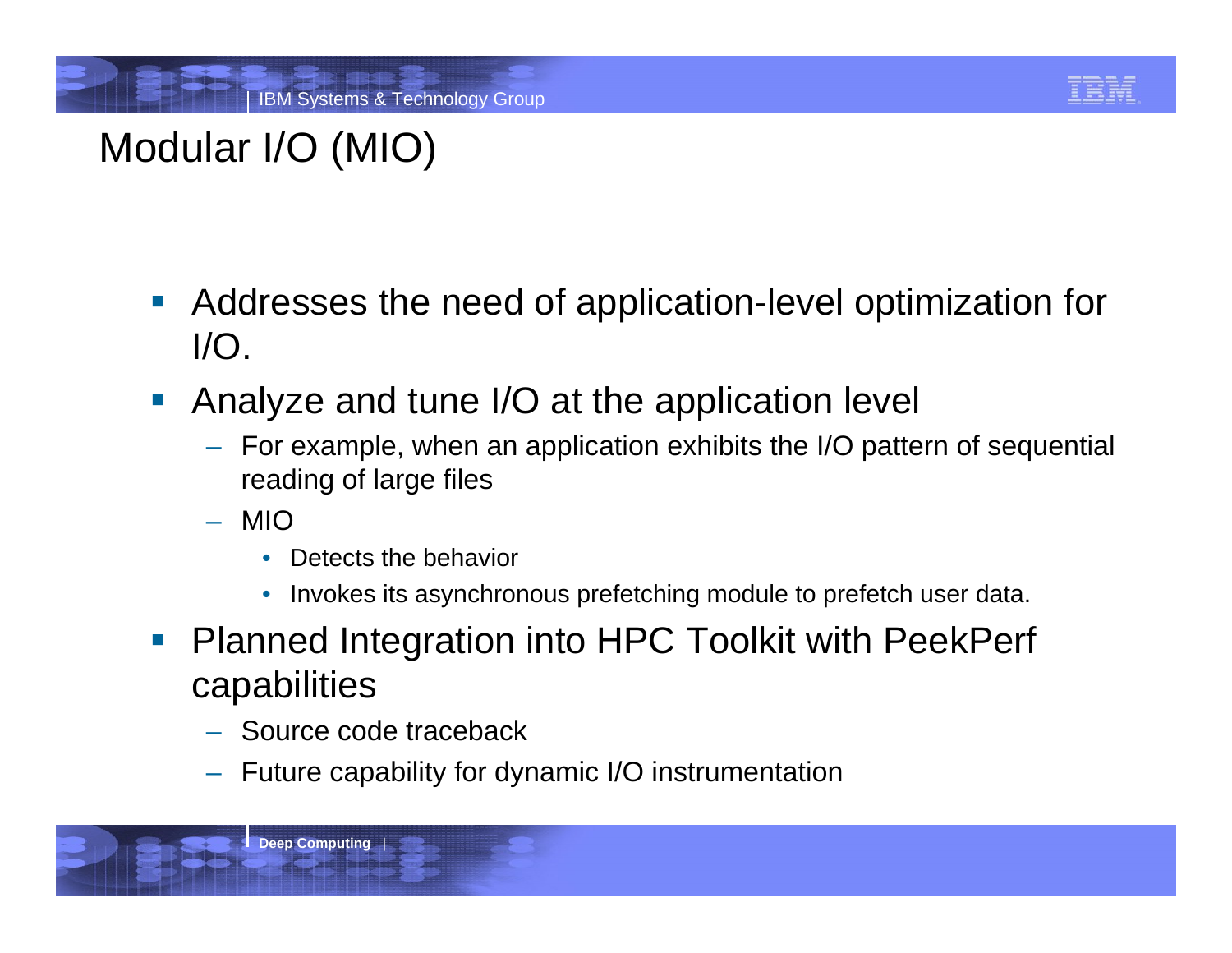# Modular I/O (MIO)

- Addresses the need of application-level optimization for I/O.
- Analyze and tune I/O at the application level
  - For example, when an application exhibits the I/O pattern of sequential reading of large files
  - MIO
    - Detects the behavior
    - Invokes its asynchronous prefetching module to prefetch user data.
- Planned Integration into HPC Toolkit with PeekPerf capabilities
  - Source code traceback
  - Future capability for dynamic I/O instrumentation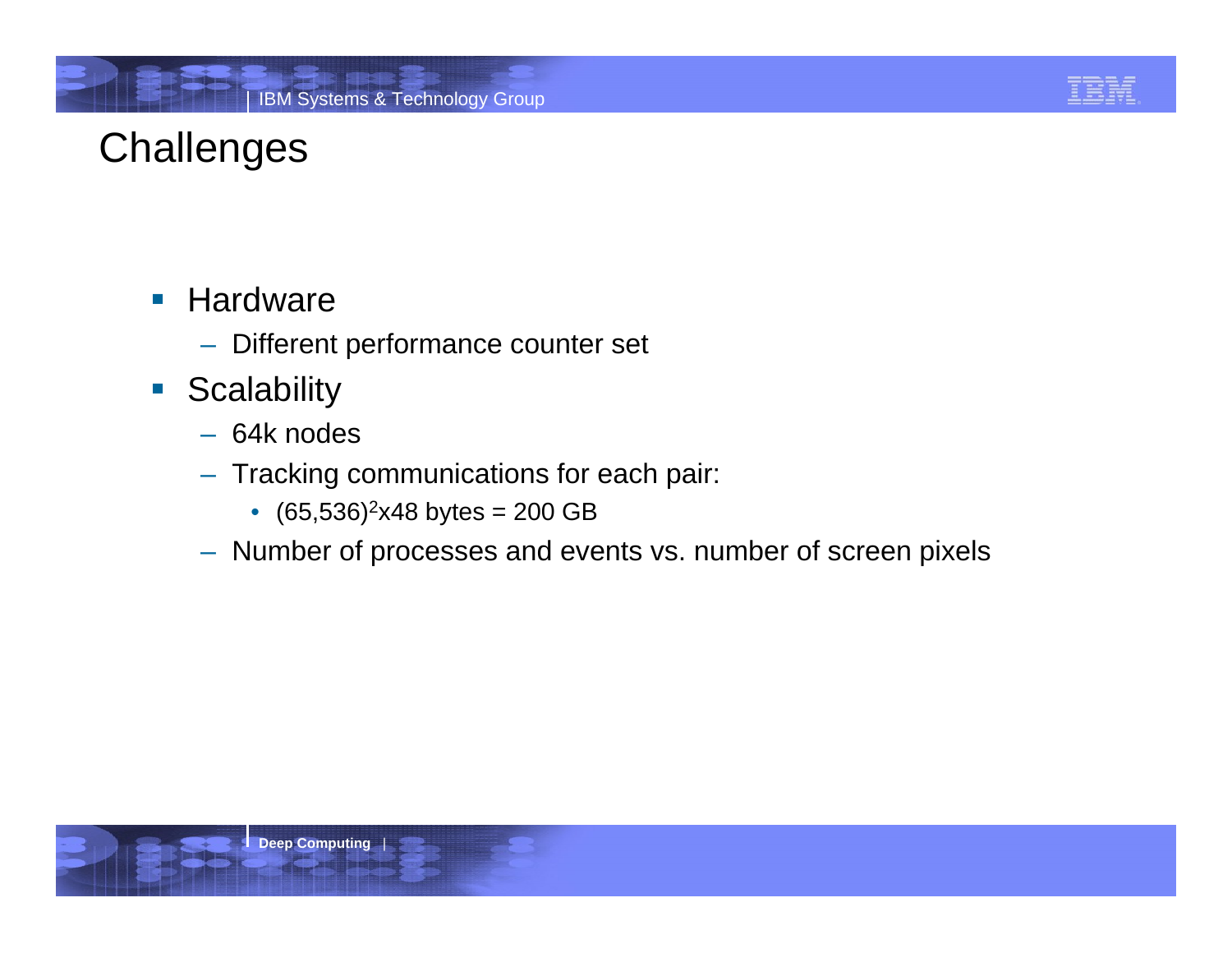# Challenges

- Hardware
  - Different performance counter set
- Scalability
  - 64k nodes
  - Tracking communications for each pair:
    - $(65{,}536)^2$x48 bytes = 200 GB
  - Number of processes and events vs. number of screen pixels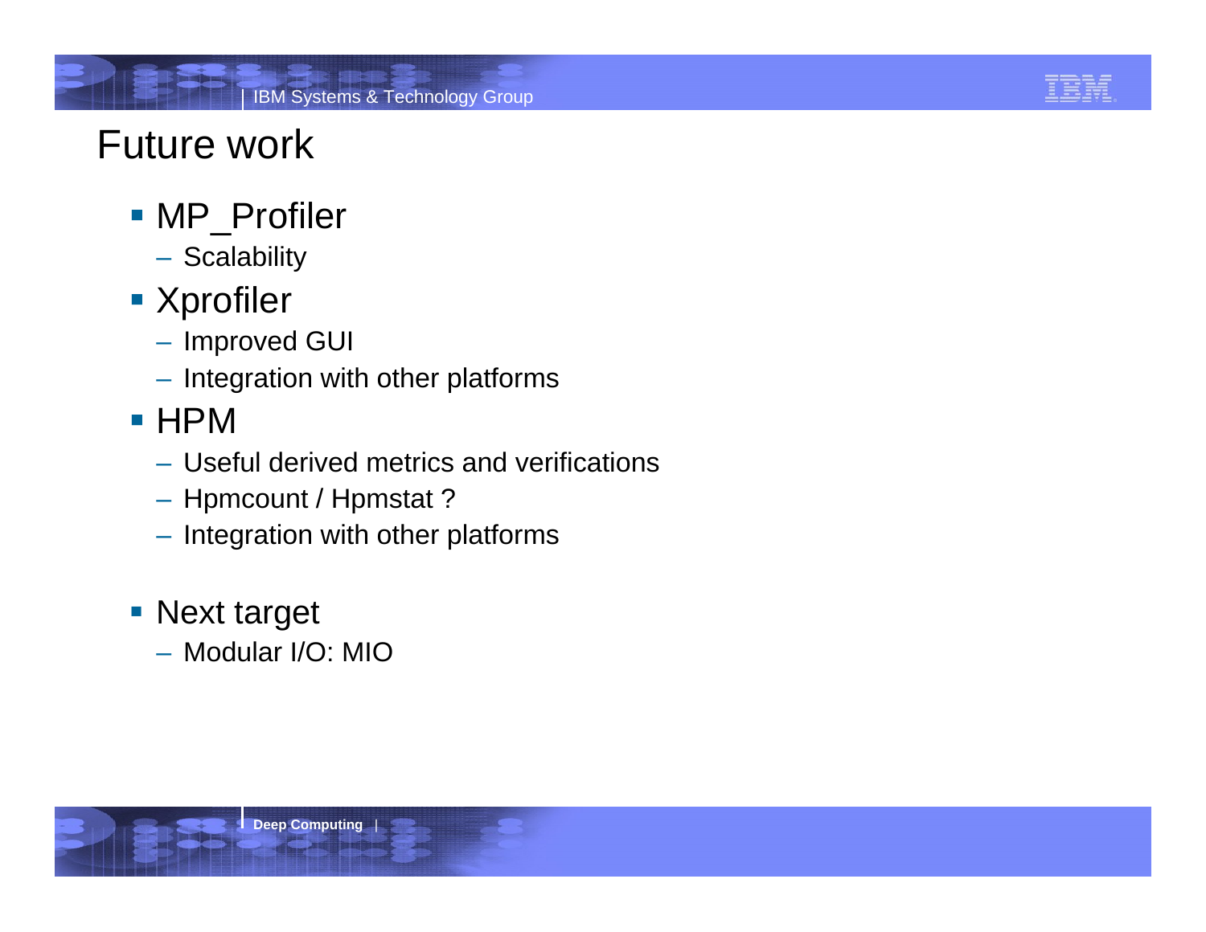# Future work

- MP_Profiler
  - Scalability
- Xprofiler
  - Improved GUI
  - Integration with other platforms
- HPM
  - Useful derived metrics and verifications
  - Hpmcount / Hpmstat ?
  - Integration with other platforms
- Next target
  - Modular I/O: MIO